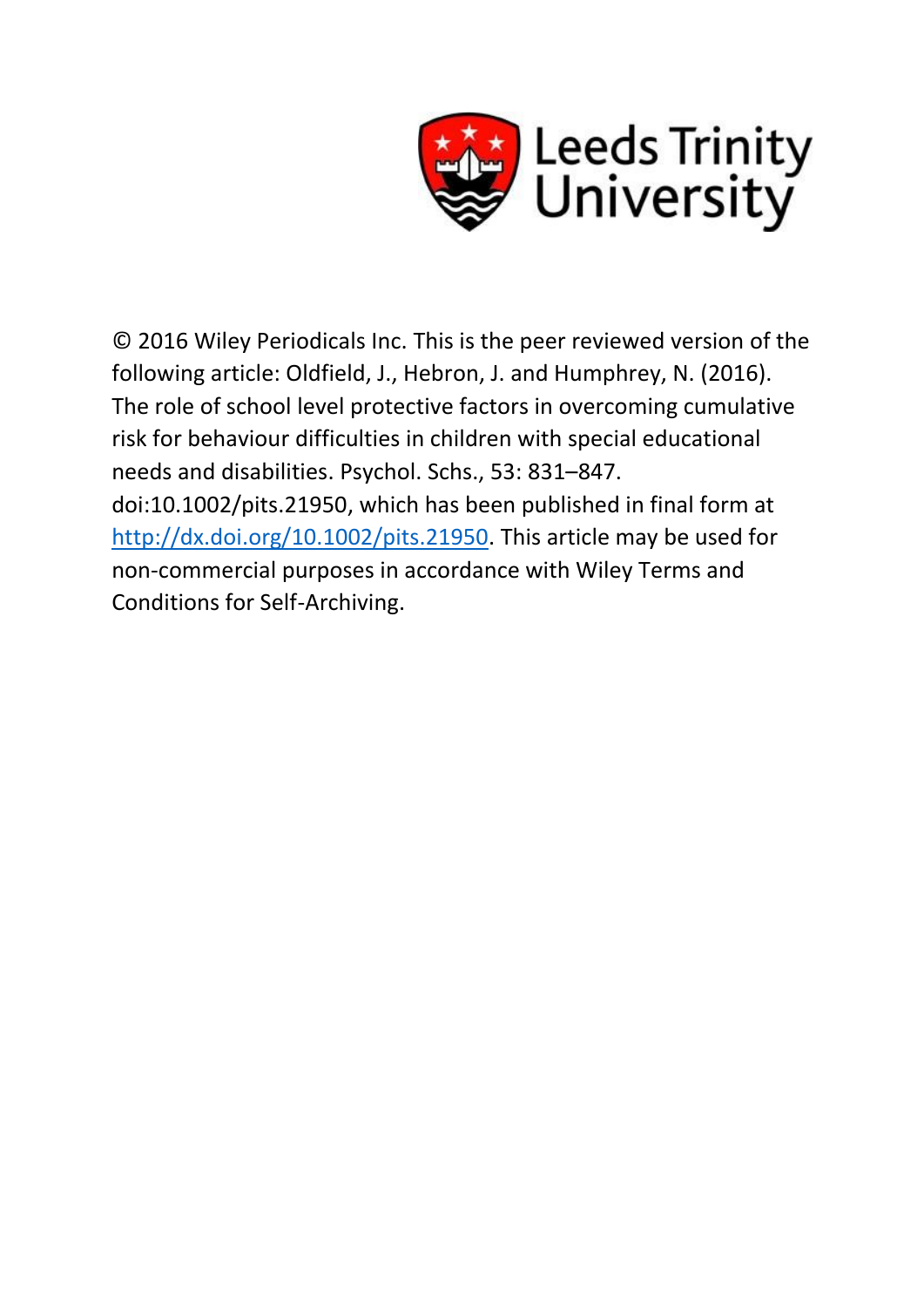Leeds Trinity University

© 2016 Wiley Periodicals Inc. This is the peer reviewed version of the following article: Oldfield, J., Hebron, J. and Humphrey, N. (2016). The role of school level protective factors in overcoming cumulative risk for behaviour difficulties in children with special educational needs and disabilities. Psychol. Schs., 53: 831–847. doi:10.1002/pits.21950, which has been published in final form at http://dx.doi.org/10.1002/pits.21950. This article may be used for non-commercial purposes in accordance with Wiley Terms and Conditions for Self-Archiving.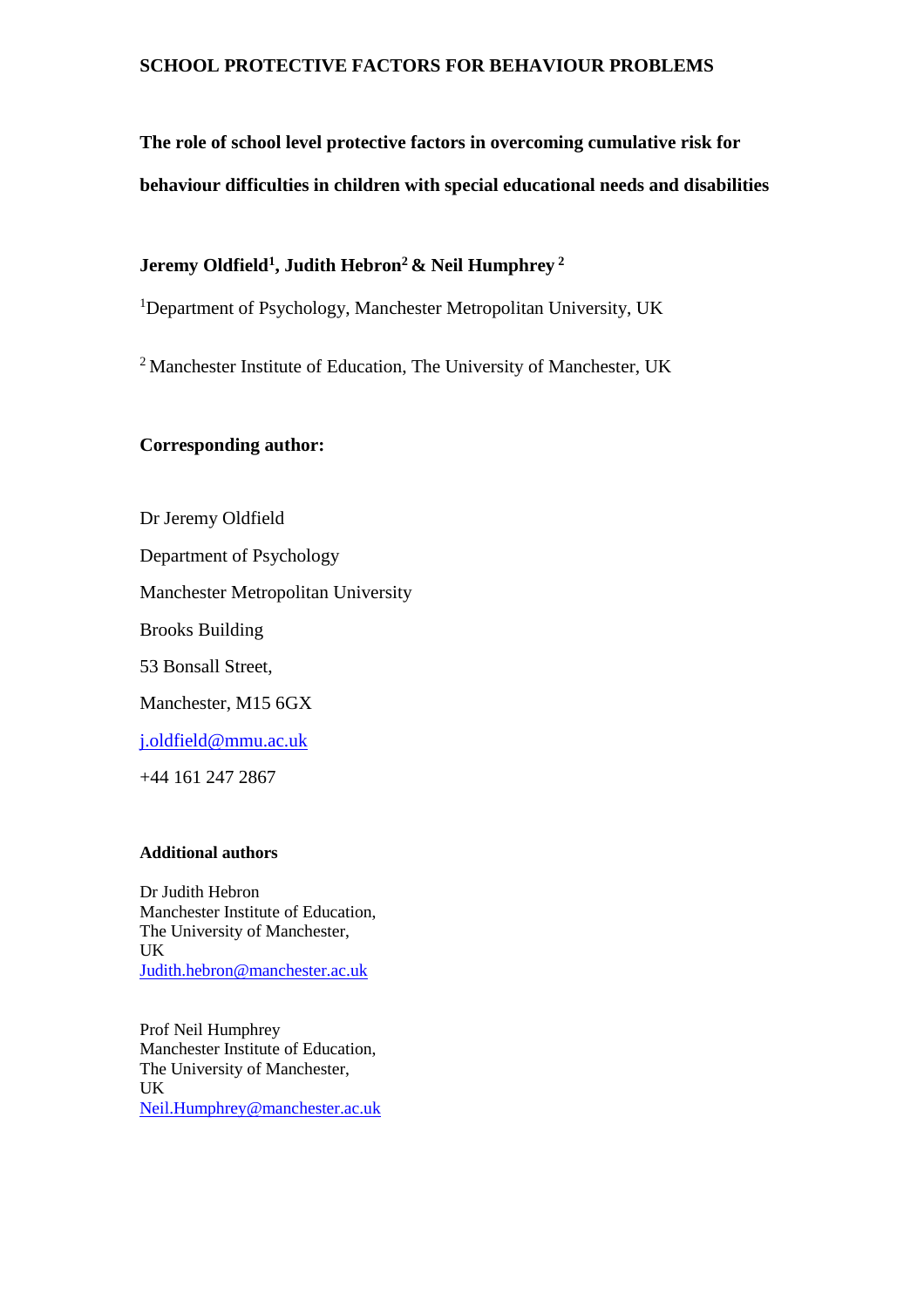SCHOOL PROTECTIVE FACTORS FOR BEHAVIOUR PROBLEMS

# The role of school level protective factors in overcoming cumulative risk for behaviour difficulties in children with special educational needs and disabilities

**Jeremy Oldfield[1], Judith Hebron[2] & Neil Humphrey [2]**

[1]Department of Psychology, Manchester Metropolitan University, UK

[2] Manchester Institute of Education, The University of Manchester, UK

**Corresponding author:**

Dr Jeremy Oldfield

Department of Psychology

Manchester Metropolitan University

Brooks Building

53 Bonsall Street,

Manchester, M15 6GX

j.oldfield@mmu.ac.uk

+44 161 247 2867

**Additional authors**

Dr Judith Hebron
Manchester Institute of Education,
The University of Manchester,
UK
Judith.hebron@manchester.ac.uk

Prof Neil Humphrey
Manchester Institute of Education,
The University of Manchester,
UK
Neil.Humphrey@manchester.ac.uk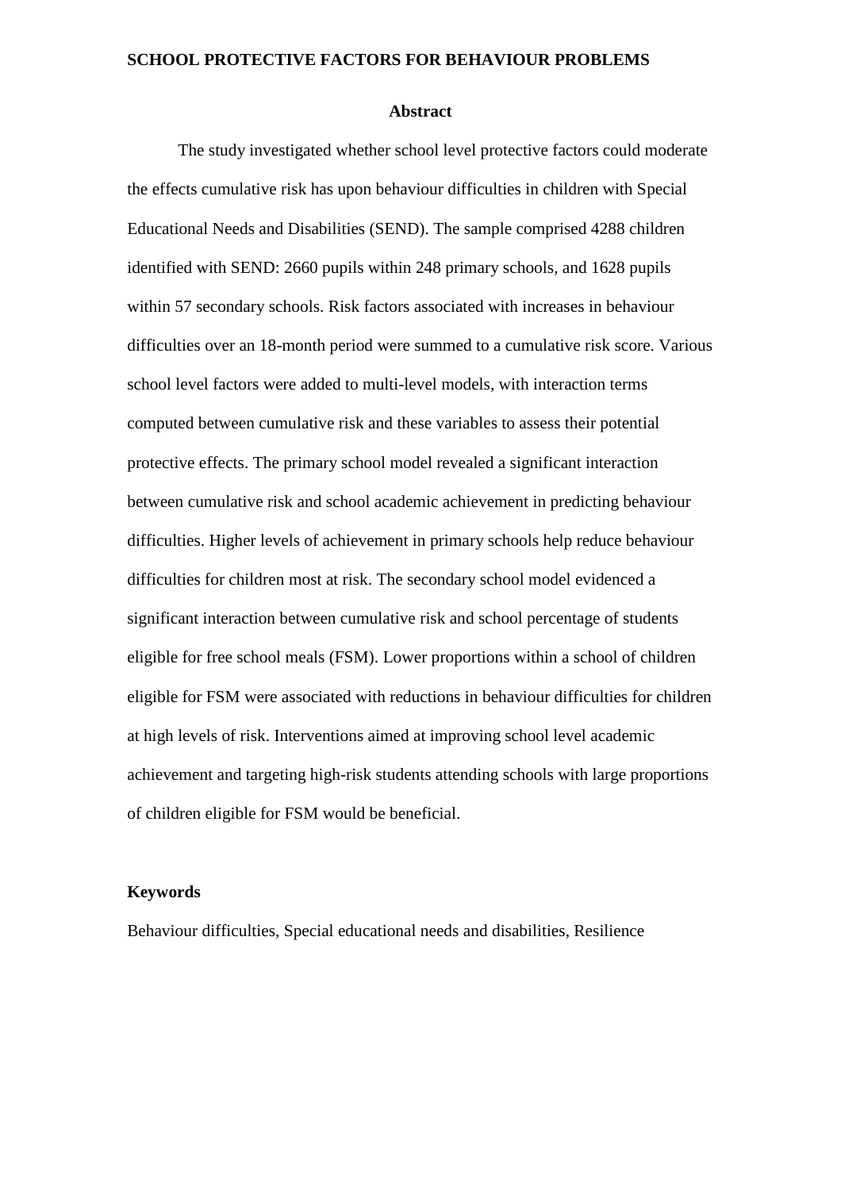## Abstract

The study investigated whether school level protective factors could moderate the effects cumulative risk has upon behaviour difficulties in children with Special Educational Needs and Disabilities (SEND). The sample comprised 4288 children identified with SEND: 2660 pupils within 248 primary schools, and 1628 pupils within 57 secondary schools. Risk factors associated with increases in behaviour difficulties over an 18-month period were summed to a cumulative risk score. Various school level factors were added to multi-level models, with interaction terms computed between cumulative risk and these variables to assess their potential protective effects. The primary school model revealed a significant interaction between cumulative risk and school academic achievement in predicting behaviour difficulties. Higher levels of achievement in primary schools help reduce behaviour difficulties for children most at risk. The secondary school model evidenced a significant interaction between cumulative risk and school percentage of students eligible for free school meals (FSM). Lower proportions within a school of children eligible for FSM were associated with reductions in behaviour difficulties for children at high levels of risk. Interventions aimed at improving school level academic achievement and targeting high-risk students attending schools with large proportions of children eligible for FSM would be beneficial.

### Keywords

Behaviour difficulties, Special educational needs and disabilities, Resilience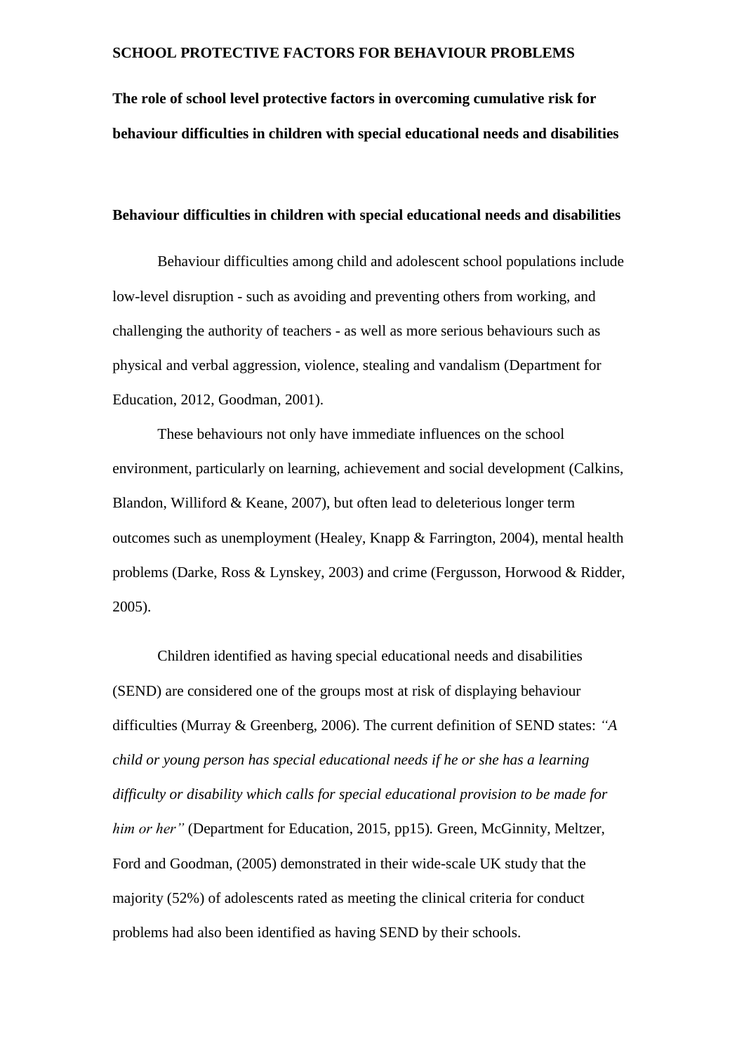# The role of school level protective factors in overcoming cumulative risk for behaviour difficulties in children with special educational needs and disabilities

## Behaviour difficulties in children with special educational needs and disabilities

Behaviour difficulties among child and adolescent school populations include low-level disruption - such as avoiding and preventing others from working, and challenging the authority of teachers - as well as more serious behaviours such as physical and verbal aggression, violence, stealing and vandalism (Department for Education, 2012, Goodman, 2001).

These behaviours not only have immediate influences on the school environment, particularly on learning, achievement and social development (Calkins, Blandon, Williford & Keane, 2007), but often lead to deleterious longer term outcomes such as unemployment (Healey, Knapp & Farrington, 2004), mental health problems (Darke, Ross & Lynskey, 2003) and crime (Fergusson, Horwood & Ridder, 2005).

Children identified as having special educational needs and disabilities (SEND) are considered one of the groups most at risk of displaying behaviour difficulties (Murray & Greenberg, 2006). The current definition of SEND states: *"A child or young person has special educational needs if he or she has a learning difficulty or disability which calls for special educational provision to be made for him or her"* (Department for Education, 2015, pp15). Green, McGinnity, Meltzer, Ford and Goodman, (2005) demonstrated in their wide-scale UK study that the majority (52%) of adolescents rated as meeting the clinical criteria for conduct problems had also been identified as having SEND by their schools.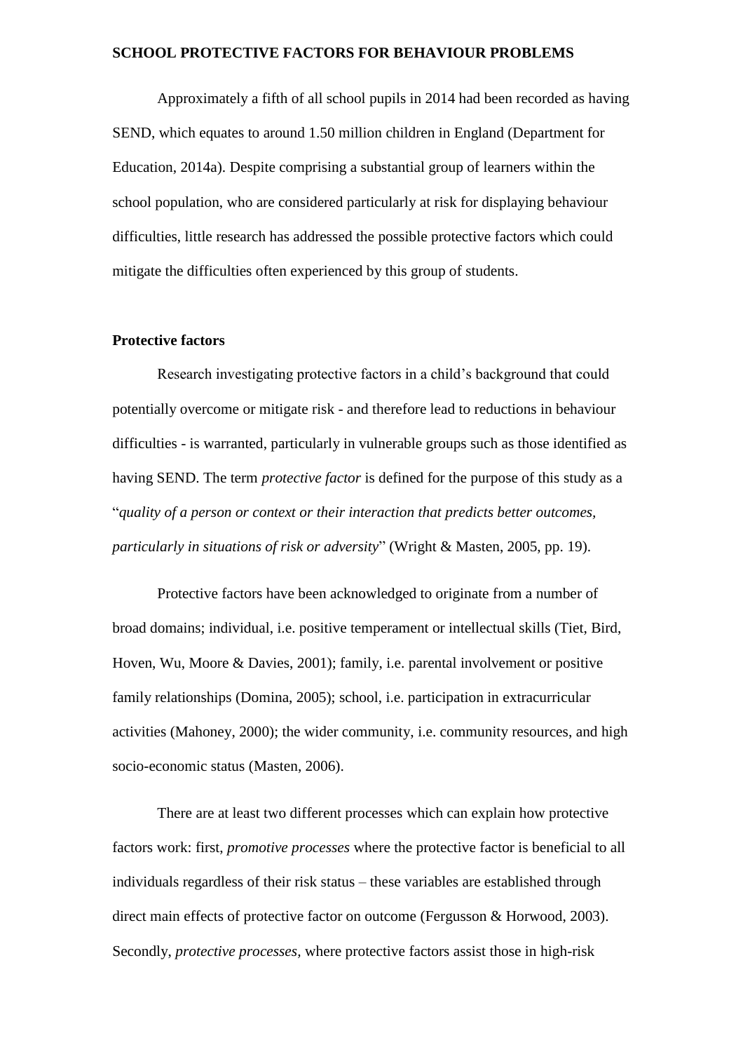Approximately a fifth of all school pupils in 2014 had been recorded as having SEND, which equates to around 1.50 million children in England (Department for Education, 2014a). Despite comprising a substantial group of learners within the school population, who are considered particularly at risk for displaying behaviour difficulties, little research has addressed the possible protective factors which could mitigate the difficulties often experienced by this group of students.

## Protective factors

Research investigating protective factors in a child's background that could potentially overcome or mitigate risk - and therefore lead to reductions in behaviour difficulties - is warranted, particularly in vulnerable groups such as those identified as having SEND. The term *protective factor* is defined for the purpose of this study as a "*quality of a person or context or their interaction that predicts better outcomes, particularly in situations of risk or adversity*" (Wright & Masten, 2005, pp. 19).

Protective factors have been acknowledged to originate from a number of broad domains; individual, i.e. positive temperament or intellectual skills (Tiet, Bird, Hoven, Wu, Moore & Davies, 2001); family, i.e. parental involvement or positive family relationships (Domina, 2005); school, i.e. participation in extracurricular activities (Mahoney, 2000); the wider community, i.e. community resources, and high socio-economic status (Masten, 2006).

There are at least two different processes which can explain how protective factors work: first, *promotive processes* where the protective factor is beneficial to all individuals regardless of their risk status – these variables are established through direct main effects of protective factor on outcome (Fergusson & Horwood, 2003). Secondly, *protective processes,* where protective factors assist those in high-risk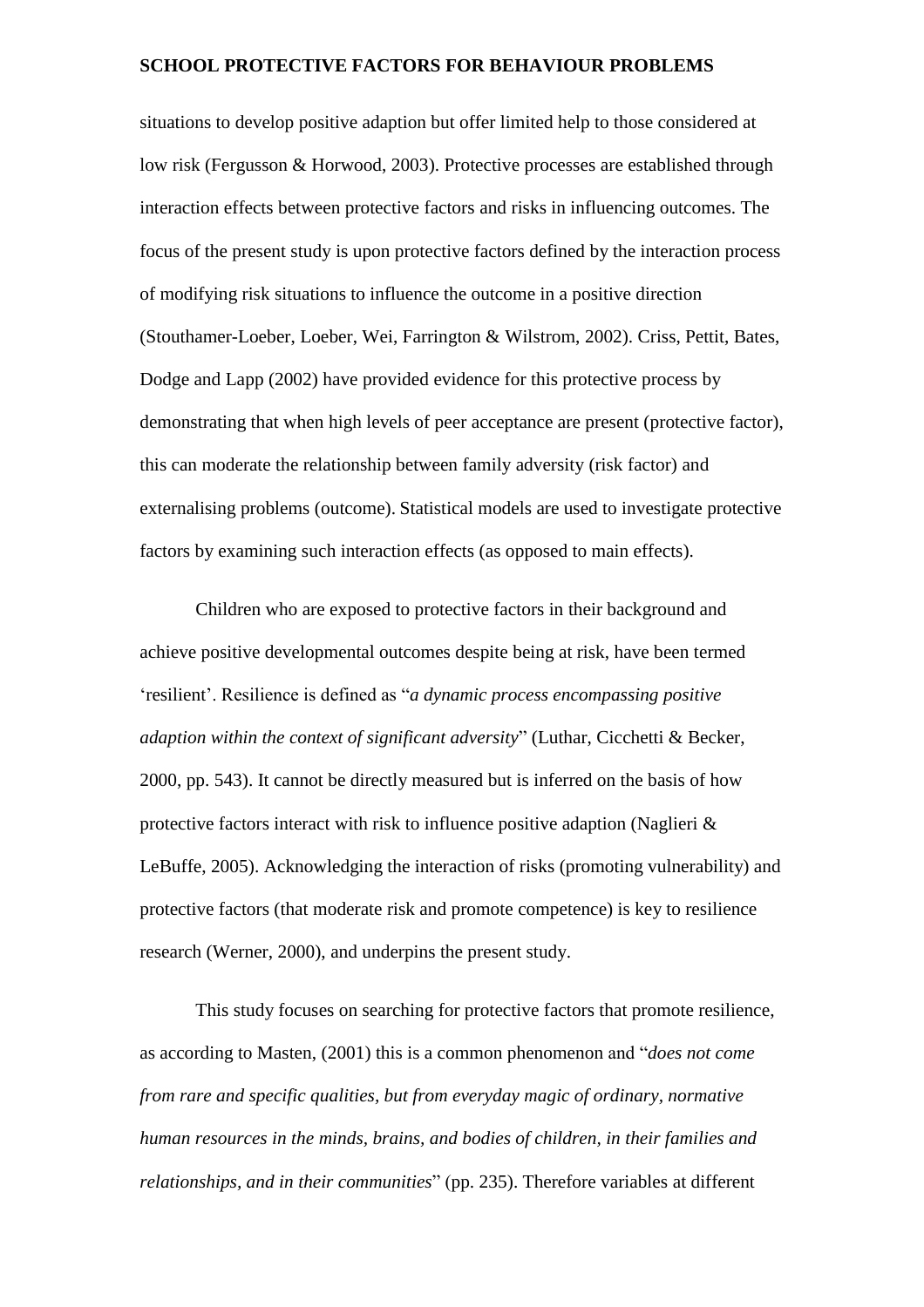situations to develop positive adaption but offer limited help to those considered at low risk (Fergusson & Horwood, 2003). Protective processes are established through interaction effects between protective factors and risks in influencing outcomes. The focus of the present study is upon protective factors defined by the interaction process of modifying risk situations to influence the outcome in a positive direction (Stouthamer-Loeber, Loeber, Wei, Farrington & Wilstrom, 2002). Criss, Pettit, Bates, Dodge and Lapp (2002) have provided evidence for this protective process by demonstrating that when high levels of peer acceptance are present (protective factor), this can moderate the relationship between family adversity (risk factor) and externalising problems (outcome). Statistical models are used to investigate protective factors by examining such interaction effects (as opposed to main effects).

Children who are exposed to protective factors in their background and achieve positive developmental outcomes despite being at risk, have been termed 'resilient'. Resilience is defined as "*a dynamic process encompassing positive adaption within the context of significant adversity*" (Luthar, Cicchetti & Becker, 2000, pp. 543). It cannot be directly measured but is inferred on the basis of how protective factors interact with risk to influence positive adaption (Naglieri & LeBuffe, 2005). Acknowledging the interaction of risks (promoting vulnerability) and protective factors (that moderate risk and promote competence) is key to resilience research (Werner, 2000), and underpins the present study.

This study focuses on searching for protective factors that promote resilience, as according to Masten, (2001) this is a common phenomenon and "*does not come from rare and specific qualities, but from everyday magic of ordinary, normative human resources in the minds, brains, and bodies of children, in their families and relationships, and in their communities*" (pp. 235). Therefore variables at different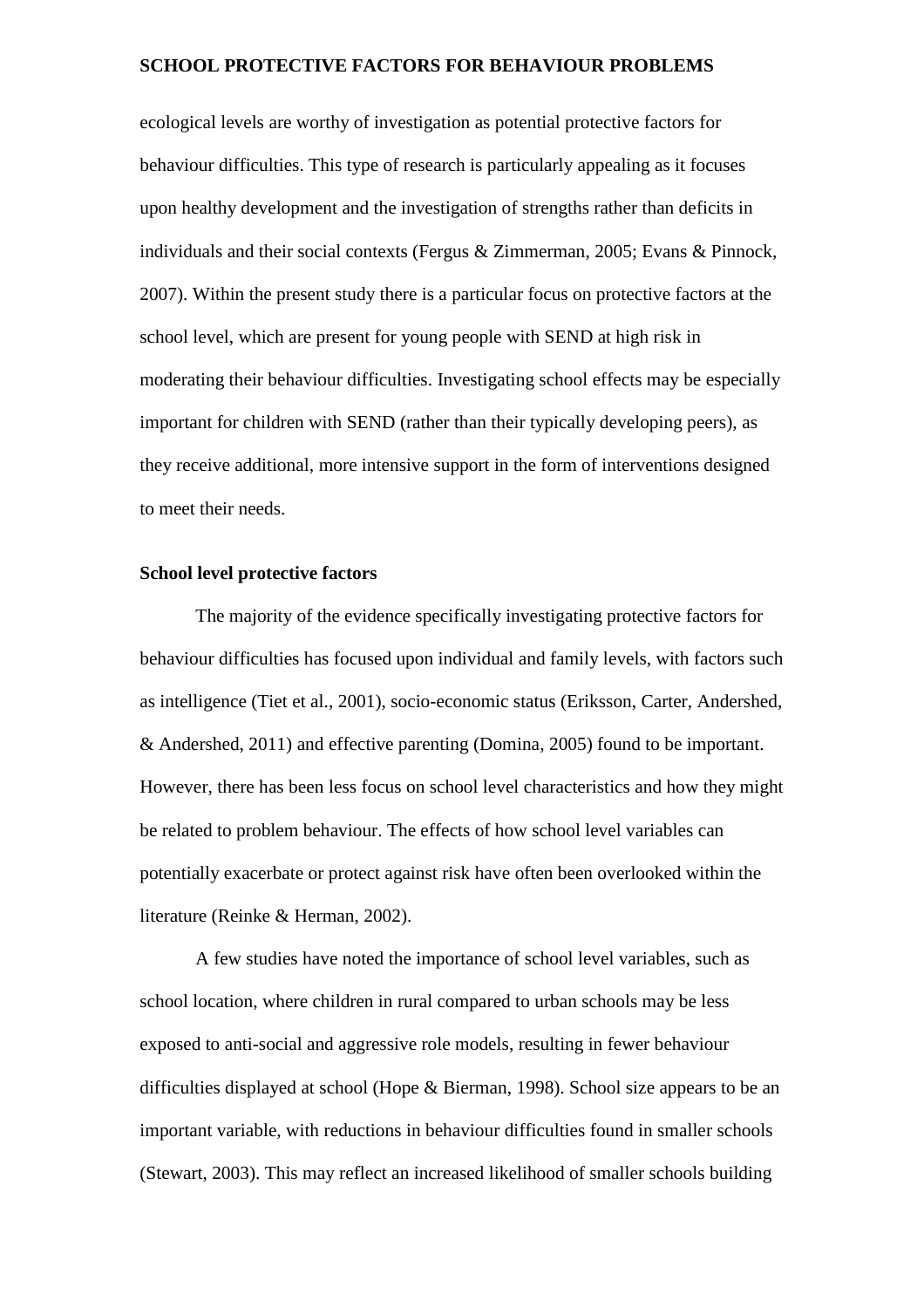ecological levels are worthy of investigation as potential protective factors for behaviour difficulties. This type of research is particularly appealing as it focuses upon healthy development and the investigation of strengths rather than deficits in individuals and their social contexts (Fergus & Zimmerman, 2005; Evans & Pinnock, 2007). Within the present study there is a particular focus on protective factors at the school level, which are present for young people with SEND at high risk in moderating their behaviour difficulties. Investigating school effects may be especially important for children with SEND (rather than their typically developing peers), as they receive additional, more intensive support in the form of interventions designed to meet their needs.

**School level protective factors**

The majority of the evidence specifically investigating protective factors for behaviour difficulties has focused upon individual and family levels, with factors such as intelligence (Tiet et al., 2001), socio-economic status (Eriksson, Carter, Andershed, & Andershed, 2011) and effective parenting (Domina, 2005) found to be important. However, there has been less focus on school level characteristics and how they might be related to problem behaviour. The effects of how school level variables can potentially exacerbate or protect against risk have often been overlooked within the literature (Reinke & Herman, 2002).

A few studies have noted the importance of school level variables, such as school location, where children in rural compared to urban schools may be less exposed to anti-social and aggressive role models, resulting in fewer behaviour difficulties displayed at school (Hope & Bierman, 1998). School size appears to be an important variable, with reductions in behaviour difficulties found in smaller schools (Stewart, 2003). This may reflect an increased likelihood of smaller schools building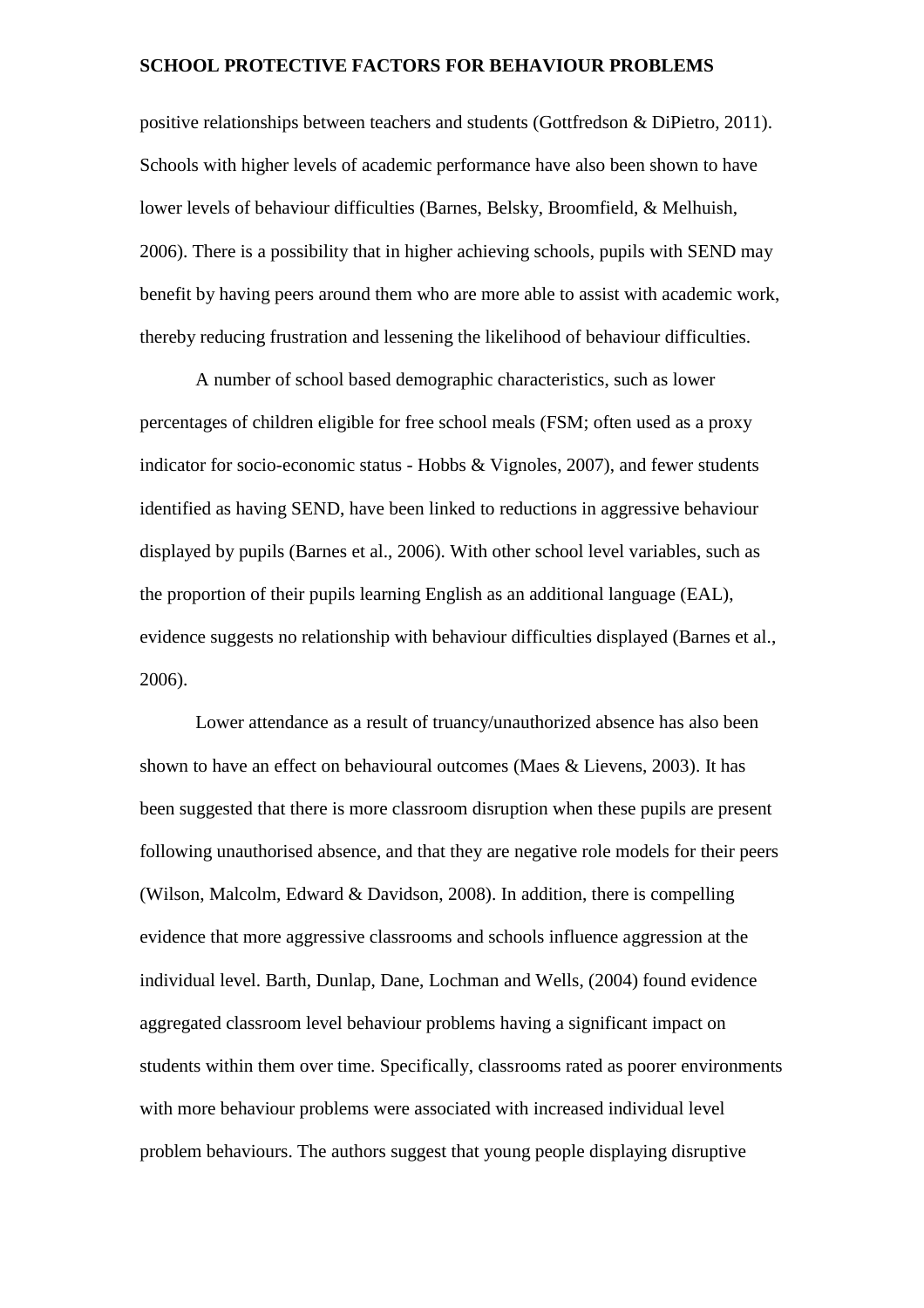positive relationships between teachers and students (Gottfredson & DiPietro, 2011). Schools with higher levels of academic performance have also been shown to have lower levels of behaviour difficulties (Barnes, Belsky, Broomfield, & Melhuish, 2006). There is a possibility that in higher achieving schools, pupils with SEND may benefit by having peers around them who are more able to assist with academic work, thereby reducing frustration and lessening the likelihood of behaviour difficulties.

A number of school based demographic characteristics, such as lower percentages of children eligible for free school meals (FSM; often used as a proxy indicator for socio-economic status - Hobbs & Vignoles, 2007), and fewer students identified as having SEND, have been linked to reductions in aggressive behaviour displayed by pupils (Barnes et al., 2006). With other school level variables, such as the proportion of their pupils learning English as an additional language (EAL), evidence suggests no relationship with behaviour difficulties displayed (Barnes et al., 2006).

Lower attendance as a result of truancy/unauthorized absence has also been shown to have an effect on behavioural outcomes (Maes & Lievens, 2003). It has been suggested that there is more classroom disruption when these pupils are present following unauthorised absence, and that they are negative role models for their peers (Wilson, Malcolm, Edward & Davidson, 2008). In addition, there is compelling evidence that more aggressive classrooms and schools influence aggression at the individual level. Barth, Dunlap, Dane, Lochman and Wells, (2004) found evidence aggregated classroom level behaviour problems having a significant impact on students within them over time. Specifically, classrooms rated as poorer environments with more behaviour problems were associated with increased individual level problem behaviours. The authors suggest that young people displaying disruptive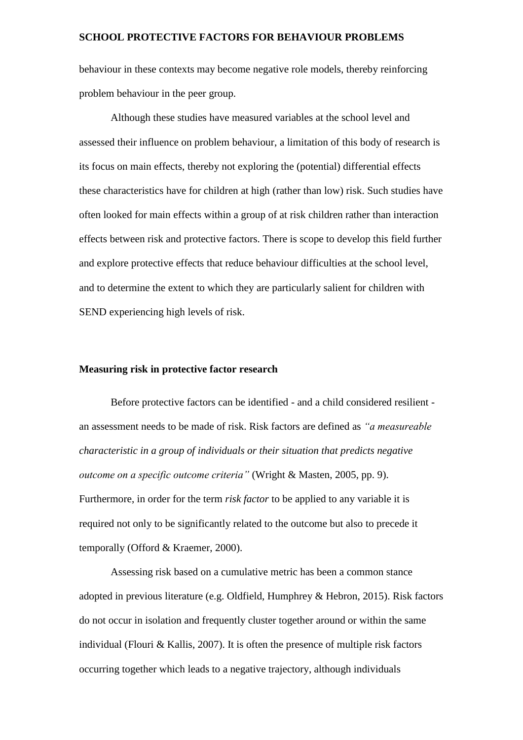behaviour in these contexts may become negative role models, thereby reinforcing problem behaviour in the peer group.

Although these studies have measured variables at the school level and assessed their influence on problem behaviour, a limitation of this body of research is its focus on main effects, thereby not exploring the (potential) differential effects these characteristics have for children at high (rather than low) risk. Such studies have often looked for main effects within a group of at risk children rather than interaction effects between risk and protective factors. There is scope to develop this field further and explore protective effects that reduce behaviour difficulties at the school level, and to determine the extent to which they are particularly salient for children with SEND experiencing high levels of risk.

**Measuring risk in protective factor research**

Before protective factors can be identified - and a child considered resilient - an assessment needs to be made of risk. Risk factors are defined as *"a measureable characteristic in a group of individuals or their situation that predicts negative outcome on a specific outcome criteria"* (Wright & Masten, 2005, pp. 9). Furthermore, in order for the term *risk factor* to be applied to any variable it is required not only to be significantly related to the outcome but also to precede it temporally (Offord & Kraemer, 2000).

Assessing risk based on a cumulative metric has been a common stance adopted in previous literature (e.g. Oldfield, Humphrey & Hebron, 2015). Risk factors do not occur in isolation and frequently cluster together around or within the same individual (Flouri & Kallis, 2007). It is often the presence of multiple risk factors occurring together which leads to a negative trajectory, although individuals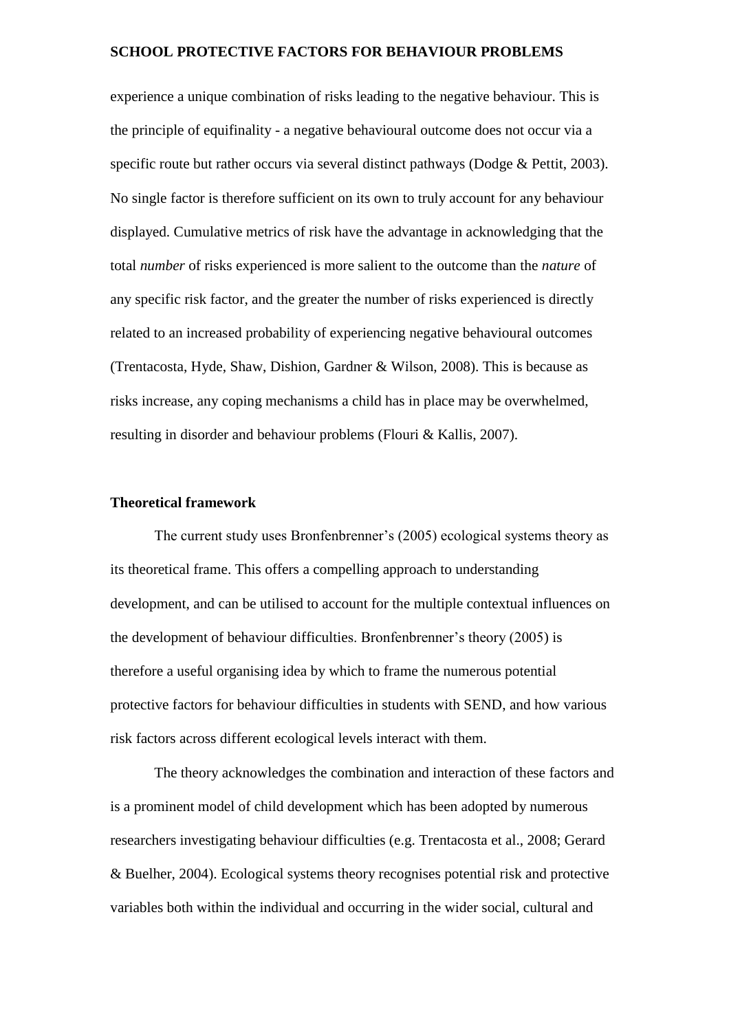experience a unique combination of risks leading to the negative behaviour. This is the principle of equifinality - a negative behavioural outcome does not occur via a specific route but rather occurs via several distinct pathways (Dodge & Pettit, 2003). No single factor is therefore sufficient on its own to truly account for any behaviour displayed. Cumulative metrics of risk have the advantage in acknowledging that the total *number* of risks experienced is more salient to the outcome than the *nature* of any specific risk factor, and the greater the number of risks experienced is directly related to an increased probability of experiencing negative behavioural outcomes (Trentacosta, Hyde, Shaw, Dishion, Gardner & Wilson, 2008). This is because as risks increase, any coping mechanisms a child has in place may be overwhelmed, resulting in disorder and behaviour problems (Flouri & Kallis, 2007).

**Theoretical framework**

The current study uses Bronfenbrenner's (2005) ecological systems theory as its theoretical frame. This offers a compelling approach to understanding development, and can be utilised to account for the multiple contextual influences on the development of behaviour difficulties. Bronfenbrenner's theory (2005) is therefore a useful organising idea by which to frame the numerous potential protective factors for behaviour difficulties in students with SEND, and how various risk factors across different ecological levels interact with them.

The theory acknowledges the combination and interaction of these factors and is a prominent model of child development which has been adopted by numerous researchers investigating behaviour difficulties (e.g. Trentacosta et al., 2008; Gerard & Buelher, 2004). Ecological systems theory recognises potential risk and protective variables both within the individual and occurring in the wider social, cultural and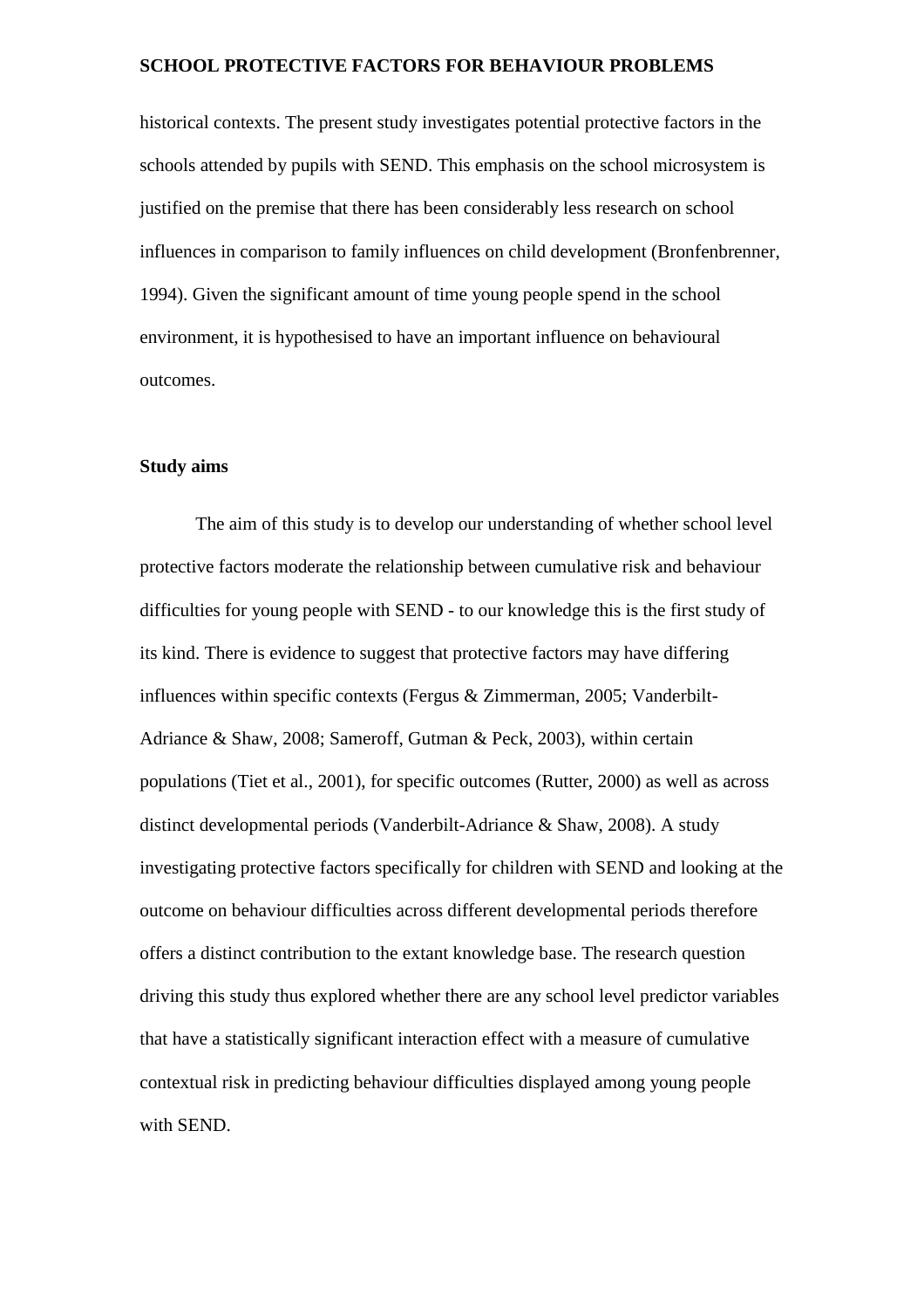historical contexts. The present study investigates potential protective factors in the schools attended by pupils with SEND. This emphasis on the school microsystem is justified on the premise that there has been considerably less research on school influences in comparison to family influences on child development (Bronfenbrenner, 1994). Given the significant amount of time young people spend in the school environment, it is hypothesised to have an important influence on behavioural outcomes.

## Study aims

The aim of this study is to develop our understanding of whether school level protective factors moderate the relationship between cumulative risk and behaviour difficulties for young people with SEND - to our knowledge this is the first study of its kind. There is evidence to suggest that protective factors may have differing influences within specific contexts (Fergus & Zimmerman, 2005; Vanderbilt-Adriance & Shaw, 2008; Sameroff, Gutman & Peck, 2003), within certain populations (Tiet et al., 2001), for specific outcomes (Rutter, 2000) as well as across distinct developmental periods (Vanderbilt-Adriance & Shaw, 2008). A study investigating protective factors specifically for children with SEND and looking at the outcome on behaviour difficulties across different developmental periods therefore offers a distinct contribution to the extant knowledge base. The research question driving this study thus explored whether there are any school level predictor variables that have a statistically significant interaction effect with a measure of cumulative contextual risk in predicting behaviour difficulties displayed among young people with SEND.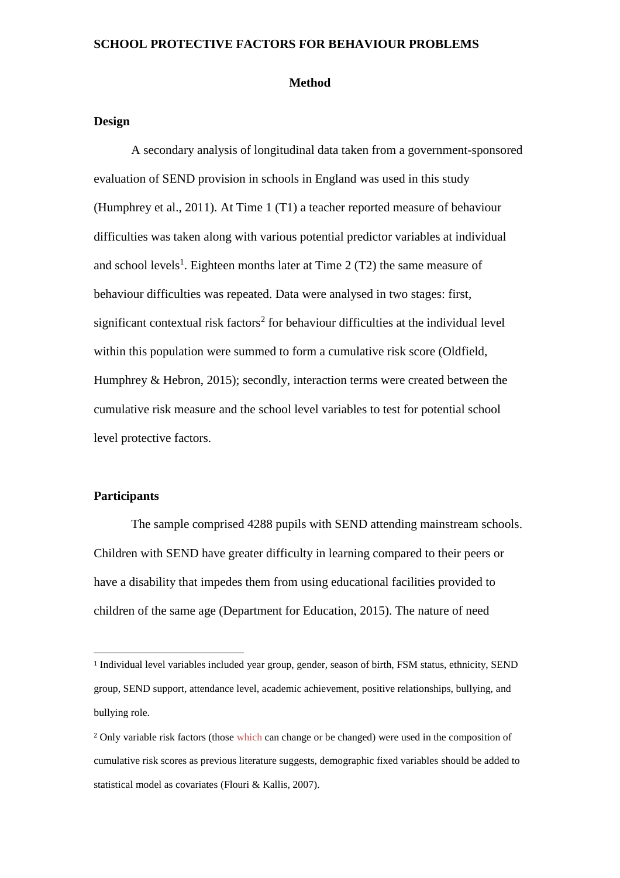## Method

### Design

A secondary analysis of longitudinal data taken from a government-sponsored evaluation of SEND provision in schools in England was used in this study (Humphrey et al., 2011). At Time 1 (T1) a teacher reported measure of behaviour difficulties was taken along with various potential predictor variables at individual and school levels[1]. Eighteen months later at Time 2 (T2) the same measure of behaviour difficulties was repeated. Data were analysed in two stages: first, significant contextual risk factors[2] for behaviour difficulties at the individual level within this population were summed to form a cumulative risk score (Oldfield, Humphrey & Hebron, 2015); secondly, interaction terms were created between the cumulative risk measure and the school level variables to test for potential school level protective factors.

### Participants

The sample comprised 4288 pupils with SEND attending mainstream schools. Children with SEND have greater difficulty in learning compared to their peers or have a disability that impedes them from using educational facilities provided to children of the same age (Department for Education, 2015). The nature of need

[1] Individual level variables included year group, gender, season of birth, FSM status, ethnicity, SEND group, SEND support, attendance level, academic achievement, positive relationships, bullying, and bullying role.

[2] Only variable risk factors (those which can change or be changed) were used in the composition of cumulative risk scores as previous literature suggests, demographic fixed variables should be added to statistical model as covariates (Flouri & Kallis, 2007).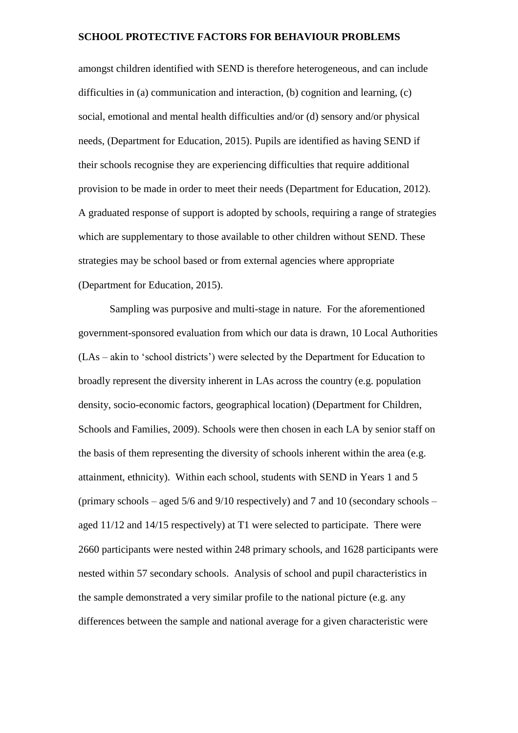amongst children identified with SEND is therefore heterogeneous, and can include difficulties in (a) communication and interaction, (b) cognition and learning, (c) social, emotional and mental health difficulties and/or (d) sensory and/or physical needs, (Department for Education, 2015). Pupils are identified as having SEND if their schools recognise they are experiencing difficulties that require additional provision to be made in order to meet their needs (Department for Education, 2012). A graduated response of support is adopted by schools, requiring a range of strategies which are supplementary to those available to other children without SEND. These strategies may be school based or from external agencies where appropriate (Department for Education, 2015).

Sampling was purposive and multi-stage in nature. For the aforementioned government-sponsored evaluation from which our data is drawn, 10 Local Authorities (LAs – akin to 'school districts') were selected by the Department for Education to broadly represent the diversity inherent in LAs across the country (e.g. population density, socio-economic factors, geographical location) (Department for Children, Schools and Families, 2009). Schools were then chosen in each LA by senior staff on the basis of them representing the diversity of schools inherent within the area (e.g. attainment, ethnicity). Within each school, students with SEND in Years 1 and 5 (primary schools – aged 5/6 and 9/10 respectively) and 7 and 10 (secondary schools – aged 11/12 and 14/15 respectively) at T1 were selected to participate. There were 2660 participants were nested within 248 primary schools, and 1628 participants were nested within 57 secondary schools. Analysis of school and pupil characteristics in the sample demonstrated a very similar profile to the national picture (e.g. any differences between the sample and national average for a given characteristic were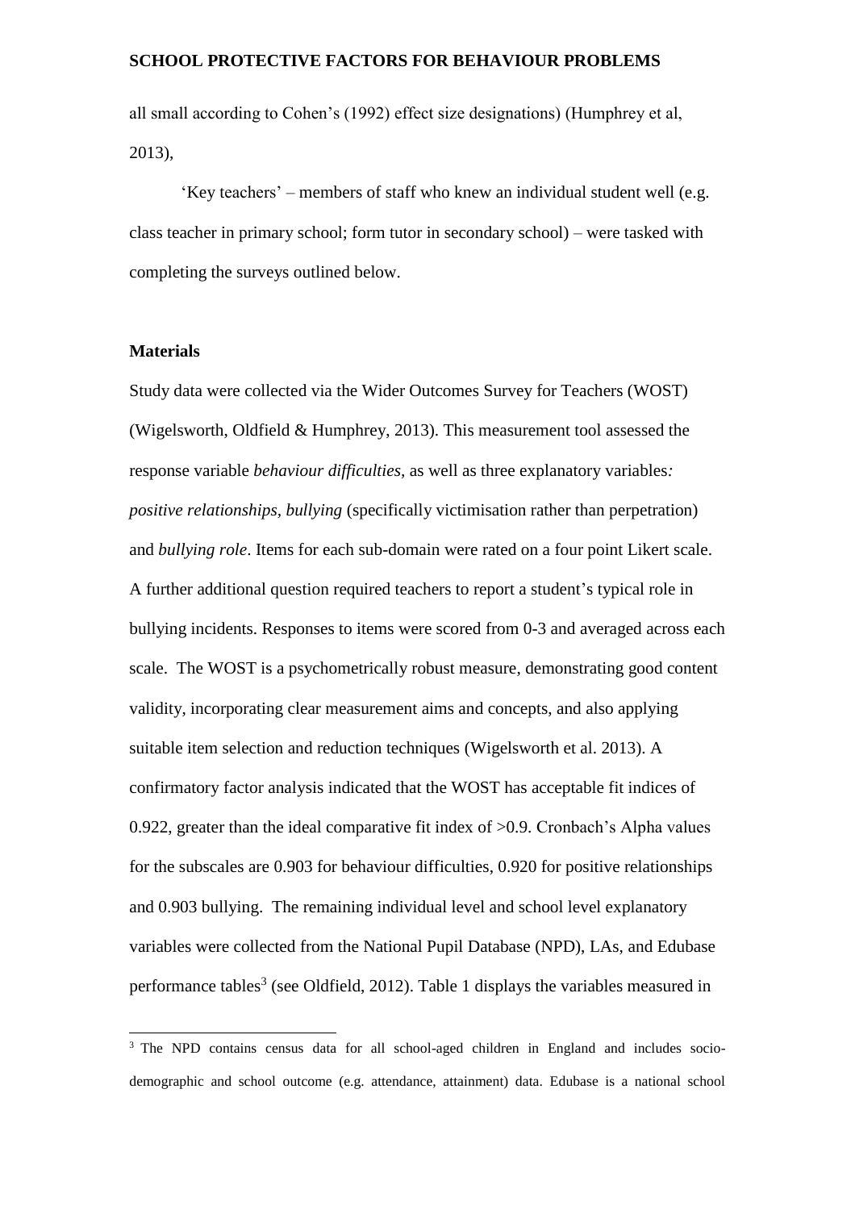all small according to Cohen's (1992) effect size designations) (Humphrey et al, 2013),

'Key teachers' – members of staff who knew an individual student well (e.g. class teacher in primary school; form tutor in secondary school) – were tasked with completing the surveys outlined below.

**Materials**

Study data were collected via the Wider Outcomes Survey for Teachers (WOST) (Wigelsworth, Oldfield & Humphrey, 2013). This measurement tool assessed the response variable *behaviour difficulties*, as well as three explanatory variables*: positive relationships, bullying* (specifically victimisation rather than perpetration) and *bullying role*. Items for each sub-domain were rated on a four point Likert scale. A further additional question required teachers to report a student's typical role in bullying incidents. Responses to items were scored from 0-3 and averaged across each scale. The WOST is a psychometrically robust measure, demonstrating good content validity, incorporating clear measurement aims and concepts, and also applying suitable item selection and reduction techniques (Wigelsworth et al. 2013). A confirmatory factor analysis indicated that the WOST has acceptable fit indices of 0.922, greater than the ideal comparative fit index of >0.9. Cronbach's Alpha values for the subscales are 0.903 for behaviour difficulties, 0.920 for positive relationships and 0.903 bullying. The remaining individual level and school level explanatory variables were collected from the National Pupil Database (NPD), LAs, and Edubase performance tables[3] (see Oldfield, 2012). Table 1 displays the variables measured in

[3] The NPD contains census data for all school-aged children in England and includes socio-demographic and school outcome (e.g. attendance, attainment) data. Edubase is a national school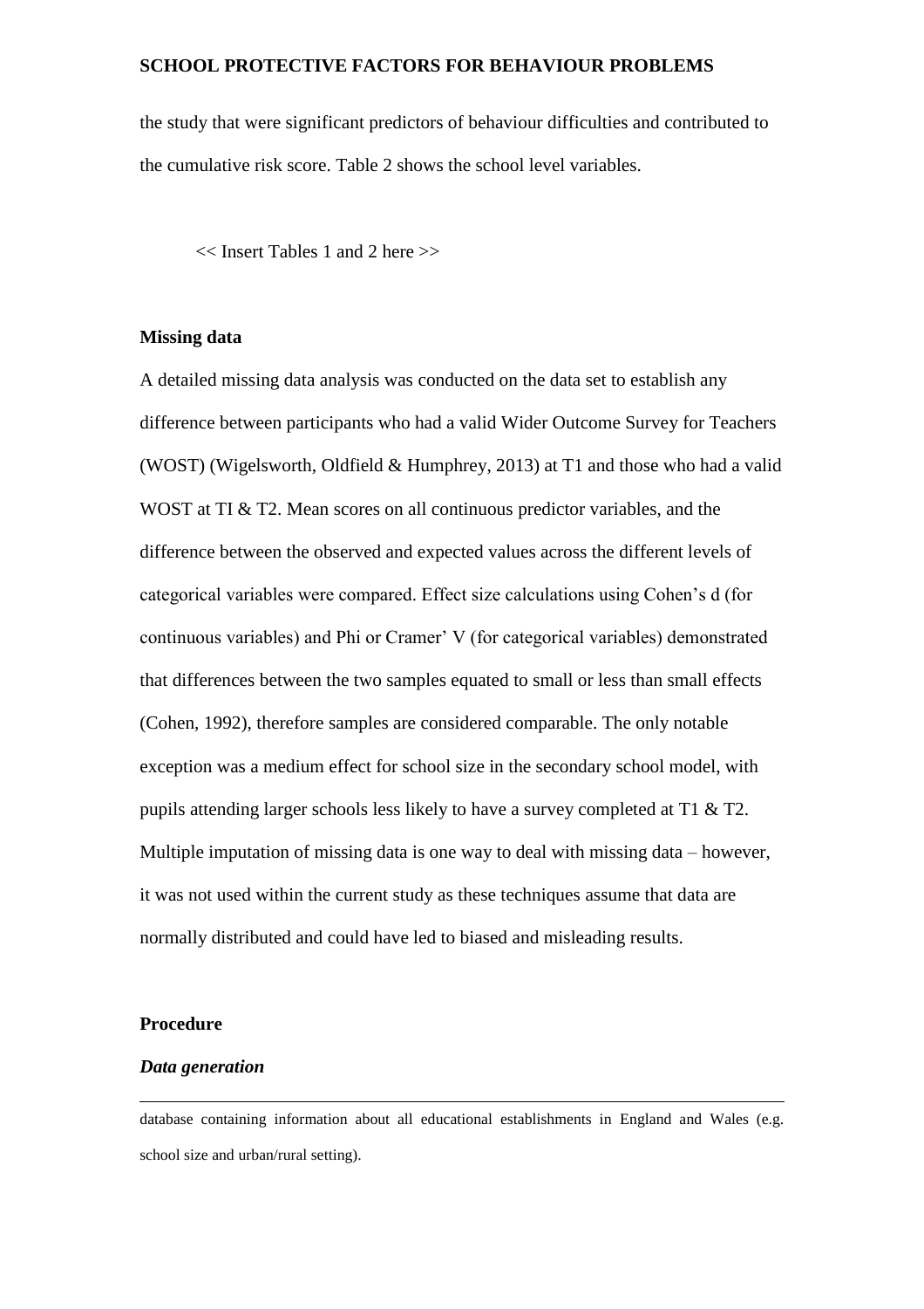the study that were significant predictors of behaviour difficulties and contributed to the cumulative risk score. Table 2 shows the school level variables.

<< Insert Tables 1 and 2 here >>

**Missing data**

A detailed missing data analysis was conducted on the data set to establish any difference between participants who had a valid Wider Outcome Survey for Teachers (WOST) (Wigelsworth, Oldfield & Humphrey, 2013) at T1 and those who had a valid WOST at TI & T2. Mean scores on all continuous predictor variables, and the difference between the observed and expected values across the different levels of categorical variables were compared. Effect size calculations using Cohen's d (for continuous variables) and Phi or Cramer' V (for categorical variables) demonstrated that differences between the two samples equated to small or less than small effects (Cohen, 1992), therefore samples are considered comparable. The only notable exception was a medium effect for school size in the secondary school model, with pupils attending larger schools less likely to have a survey completed at T1 & T2. Multiple imputation of missing data is one way to deal with missing data – however, it was not used within the current study as these techniques assume that data are normally distributed and could have led to biased and misleading results.

**Procedure**

***Data generation***

---

database containing information about all educational establishments in England and Wales (e.g. school size and urban/rural setting).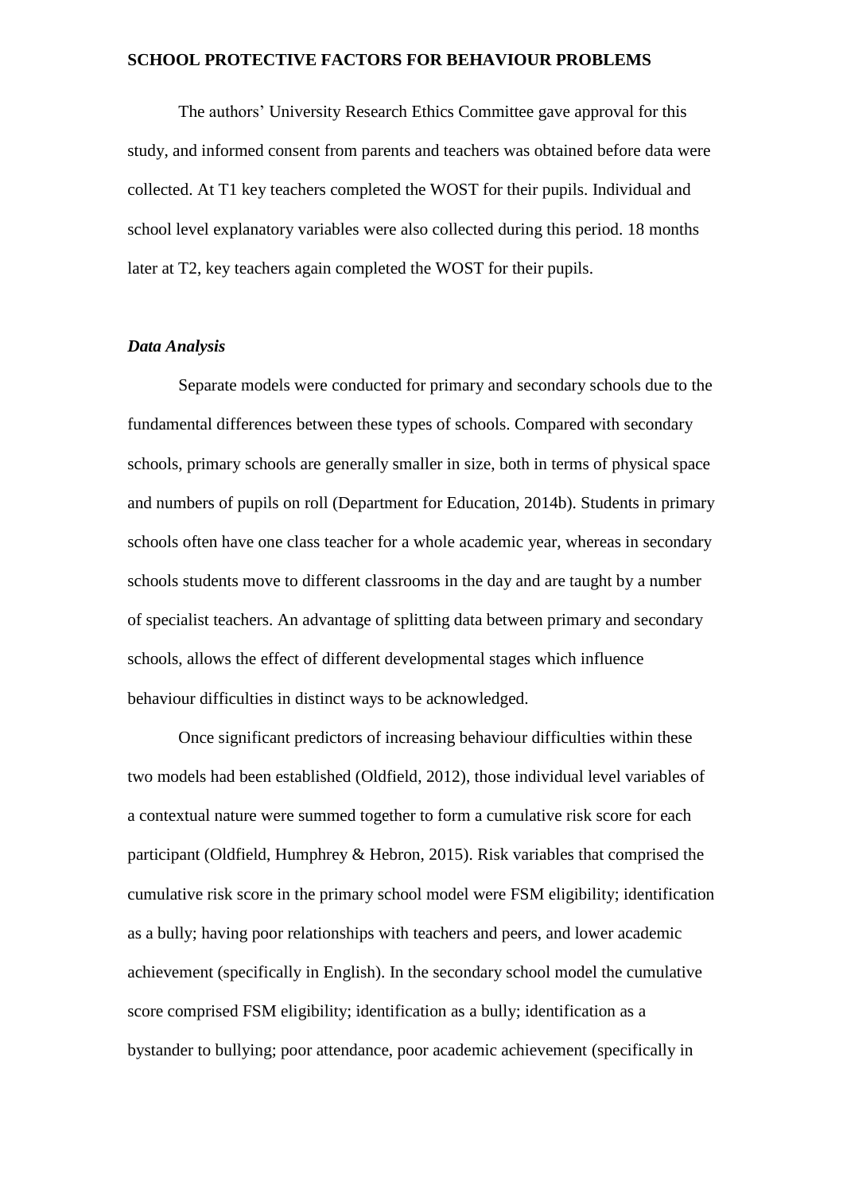The authors' University Research Ethics Committee gave approval for this study, and informed consent from parents and teachers was obtained before data were collected. At T1 key teachers completed the WOST for their pupils. Individual and school level explanatory variables were also collected during this period. 18 months later at T2, key teachers again completed the WOST for their pupils.

### *Data Analysis*

Separate models were conducted for primary and secondary schools due to the fundamental differences between these types of schools. Compared with secondary schools, primary schools are generally smaller in size, both in terms of physical space and numbers of pupils on roll (Department for Education, 2014b). Students in primary schools often have one class teacher for a whole academic year, whereas in secondary schools students move to different classrooms in the day and are taught by a number of specialist teachers. An advantage of splitting data between primary and secondary schools, allows the effect of different developmental stages which influence behaviour difficulties in distinct ways to be acknowledged.

Once significant predictors of increasing behaviour difficulties within these two models had been established (Oldfield, 2012), those individual level variables of a contextual nature were summed together to form a cumulative risk score for each participant (Oldfield, Humphrey & Hebron, 2015). Risk variables that comprised the cumulative risk score in the primary school model were FSM eligibility; identification as a bully; having poor relationships with teachers and peers, and lower academic achievement (specifically in English). In the secondary school model the cumulative score comprised FSM eligibility; identification as a bully; identification as a bystander to bullying; poor attendance, poor academic achievement (specifically in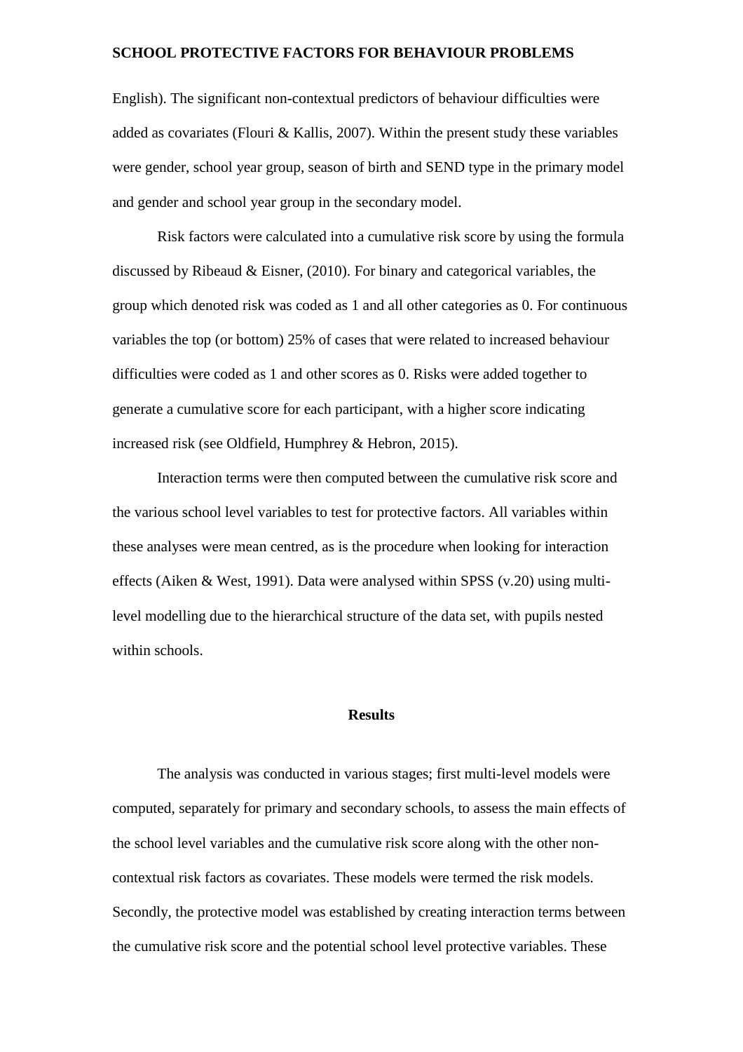English). The significant non-contextual predictors of behaviour difficulties were added as covariates (Flouri & Kallis, 2007). Within the present study these variables were gender, school year group, season of birth and SEND type in the primary model and gender and school year group in the secondary model.

Risk factors were calculated into a cumulative risk score by using the formula discussed by Ribeaud & Eisner, (2010). For binary and categorical variables, the group which denoted risk was coded as 1 and all other categories as 0. For continuous variables the top (or bottom) 25% of cases that were related to increased behaviour difficulties were coded as 1 and other scores as 0. Risks were added together to generate a cumulative score for each participant, with a higher score indicating increased risk (see Oldfield, Humphrey & Hebron, 2015).

Interaction terms were then computed between the cumulative risk score and the various school level variables to test for protective factors. All variables within these analyses were mean centred, as is the procedure when looking for interaction effects (Aiken & West, 1991). Data were analysed within SPSS (v.20) using multi-level modelling due to the hierarchical structure of the data set, with pupils nested within schools.

## Results

The analysis was conducted in various stages; first multi-level models were computed, separately for primary and secondary schools, to assess the main effects of the school level variables and the cumulative risk score along with the other non-contextual risk factors as covariates. These models were termed the risk models. Secondly, the protective model was established by creating interaction terms between the cumulative risk score and the potential school level protective variables. These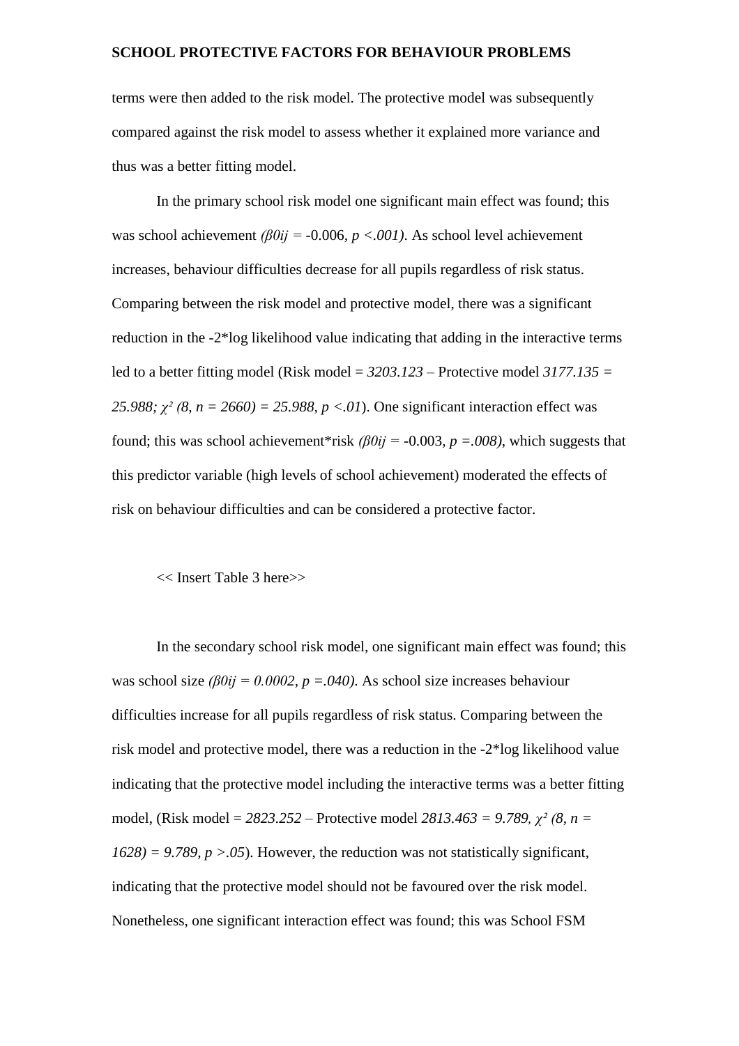terms were then added to the risk model. The protective model was subsequently compared against the risk model to assess whether it explained more variance and thus was a better fitting model.

In the primary school risk model one significant main effect was found; this was school achievement ($\beta_{0ij}$ = -0.006, $p < .001$). As school level achievement increases, behaviour difficulties decrease for all pupils regardless of risk status. Comparing between the risk model and protective model, there was a significant reduction in the -2*log likelihood value indicating that adding in the interactive terms led to a better fitting model (Risk model = *3203.123* – Protective model *3177.135 = 25.988;* $\chi^2$ $(8, n = 2660) = 25.988$, $p < .01$). One significant interaction effect was found; this was school achievement*risk ($\beta_{0ij}$ = -0.003, $p = .008$), which suggests that this predictor variable (high levels of school achievement) moderated the effects of risk on behaviour difficulties and can be considered a protective factor.

<< Insert Table 3 here>>

In the secondary school risk model, one significant main effect was found; this was school size ($\beta_{0ij} = 0.0002$, $p = .040$). As school size increases behaviour difficulties increase for all pupils regardless of risk status. Comparing between the risk model and protective model, there was a reduction in the -2*log likelihood value indicating that the protective model including the interactive terms was a better fitting model, (Risk model = *2823.252* – Protective model *2813.463 = 9.789,* $\chi^2$ $(8, n = 1628) = 9.789$, $p > .05$). However, the reduction was not statistically significant, indicating that the protective model should not be favoured over the risk model. Nonetheless, one significant interaction effect was found; this was School FSM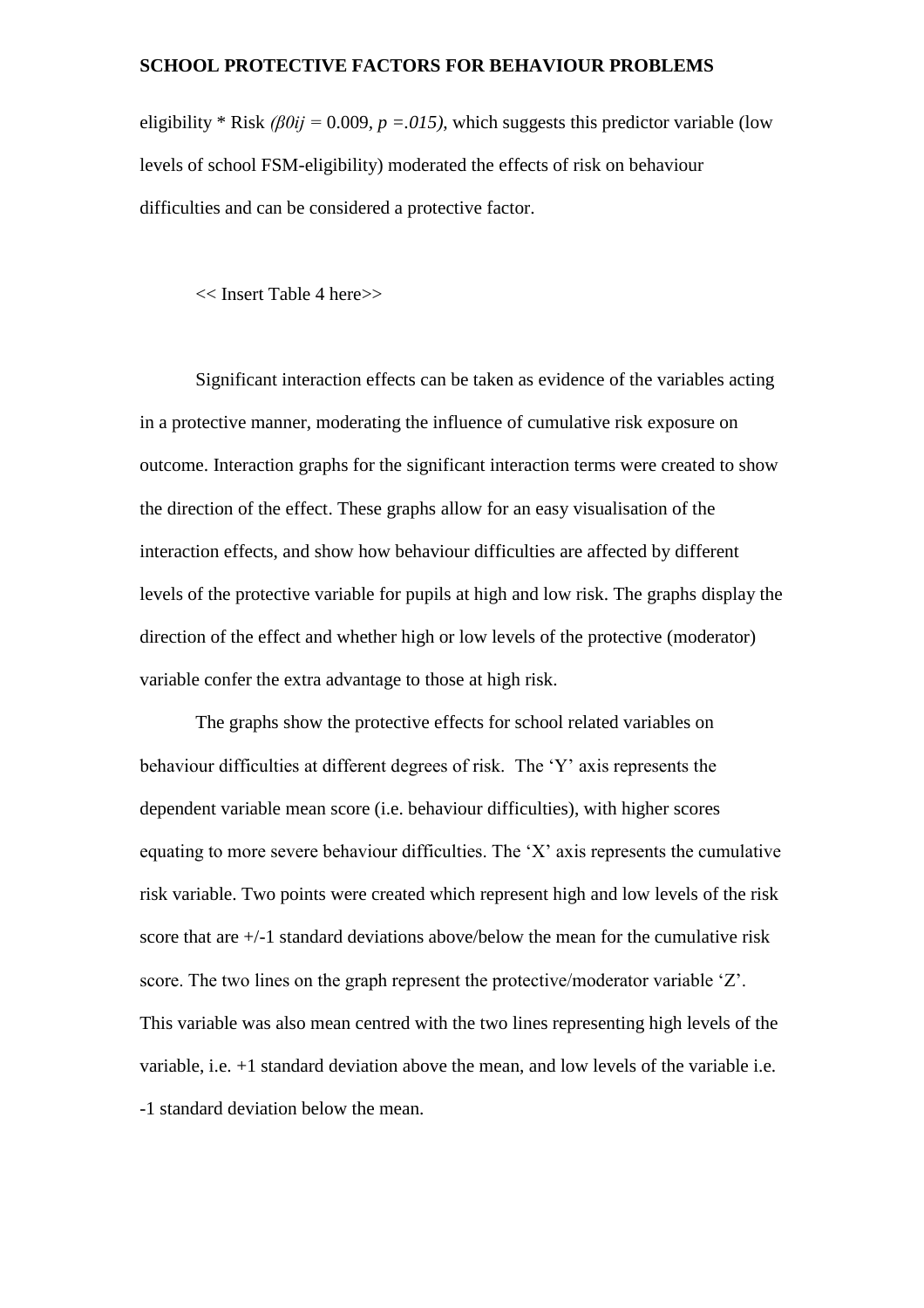eligibility * Risk *($\beta 0ij$ = 0.009, $p$ =.015)*, which suggests this predictor variable (low levels of school FSM-eligibility) moderated the effects of risk on behaviour difficulties and can be considered a protective factor.

<< Insert Table 4 here>>

Significant interaction effects can be taken as evidence of the variables acting in a protective manner, moderating the influence of cumulative risk exposure on outcome. Interaction graphs for the significant interaction terms were created to show the direction of the effect. These graphs allow for an easy visualisation of the interaction effects, and show how behaviour difficulties are affected by different levels of the protective variable for pupils at high and low risk. The graphs display the direction of the effect and whether high or low levels of the protective (moderator) variable confer the extra advantage to those at high risk.

The graphs show the protective effects for school related variables on behaviour difficulties at different degrees of risk. The 'Y' axis represents the dependent variable mean score (i.e. behaviour difficulties), with higher scores equating to more severe behaviour difficulties. The 'X' axis represents the cumulative risk variable. Two points were created which represent high and low levels of the risk score that are +/-1 standard deviations above/below the mean for the cumulative risk score. The two lines on the graph represent the protective/moderator variable 'Z'. This variable was also mean centred with the two lines representing high levels of the variable, i.e. +1 standard deviation above the mean, and low levels of the variable i.e. -1 standard deviation below the mean.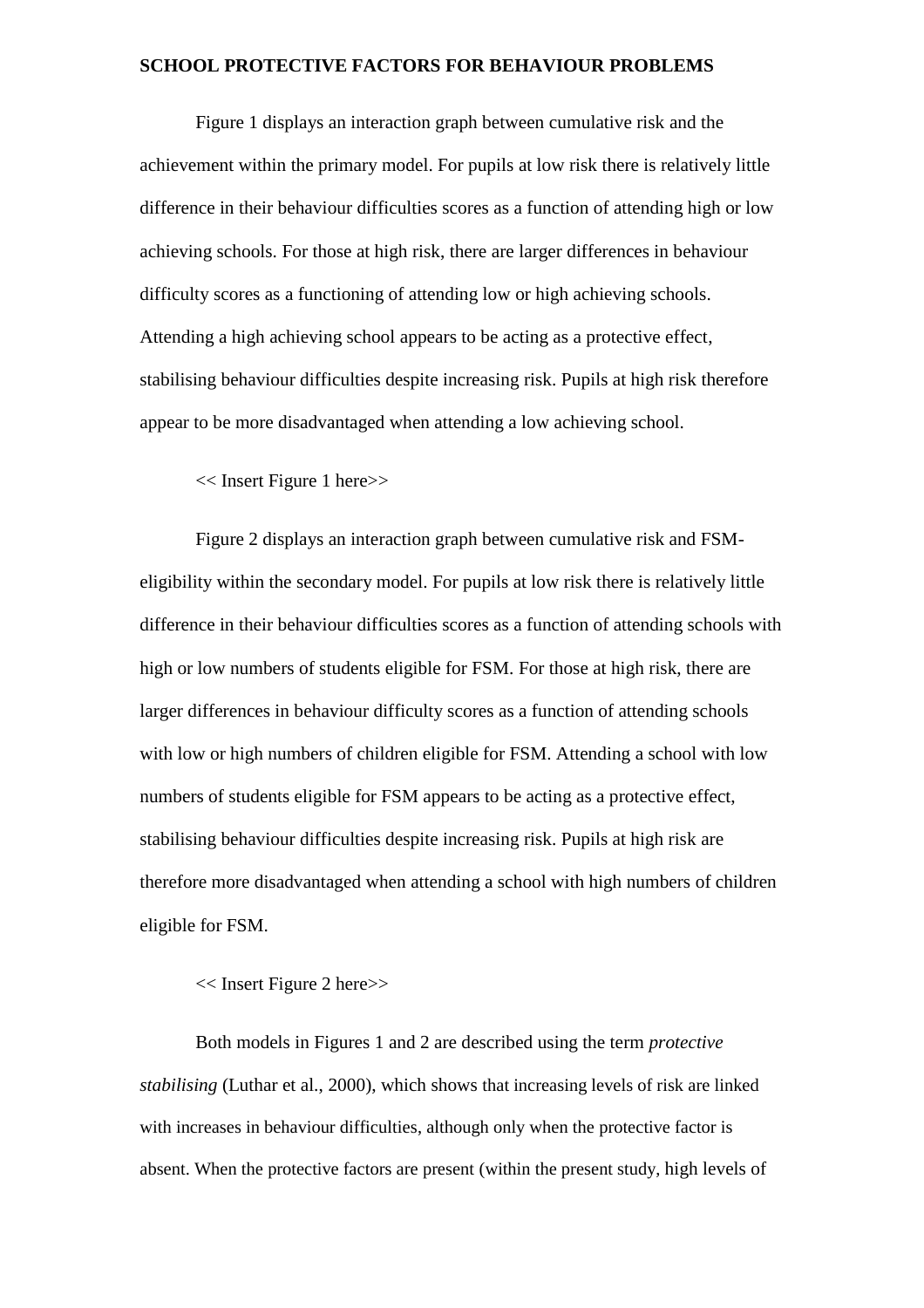Figure 1 displays an interaction graph between cumulative risk and the achievement within the primary model. For pupils at low risk there is relatively little difference in their behaviour difficulties scores as a function of attending high or low achieving schools. For those at high risk, there are larger differences in behaviour difficulty scores as a functioning of attending low or high achieving schools. Attending a high achieving school appears to be acting as a protective effect, stabilising behaviour difficulties despite increasing risk. Pupils at high risk therefore appear to be more disadvantaged when attending a low achieving school.

<< Insert Figure 1 here>>

Figure 2 displays an interaction graph between cumulative risk and FSM-eligibility within the secondary model. For pupils at low risk there is relatively little difference in their behaviour difficulties scores as a function of attending schools with high or low numbers of students eligible for FSM. For those at high risk, there are larger differences in behaviour difficulty scores as a function of attending schools with low or high numbers of children eligible for FSM. Attending a school with low numbers of students eligible for FSM appears to be acting as a protective effect, stabilising behaviour difficulties despite increasing risk. Pupils at high risk are therefore more disadvantaged when attending a school with high numbers of children eligible for FSM.

<< Insert Figure 2 here>>

Both models in Figures 1 and 2 are described using the term *protective stabilising* (Luthar et al., 2000), which shows that increasing levels of risk are linked with increases in behaviour difficulties, although only when the protective factor is absent. When the protective factors are present (within the present study, high levels of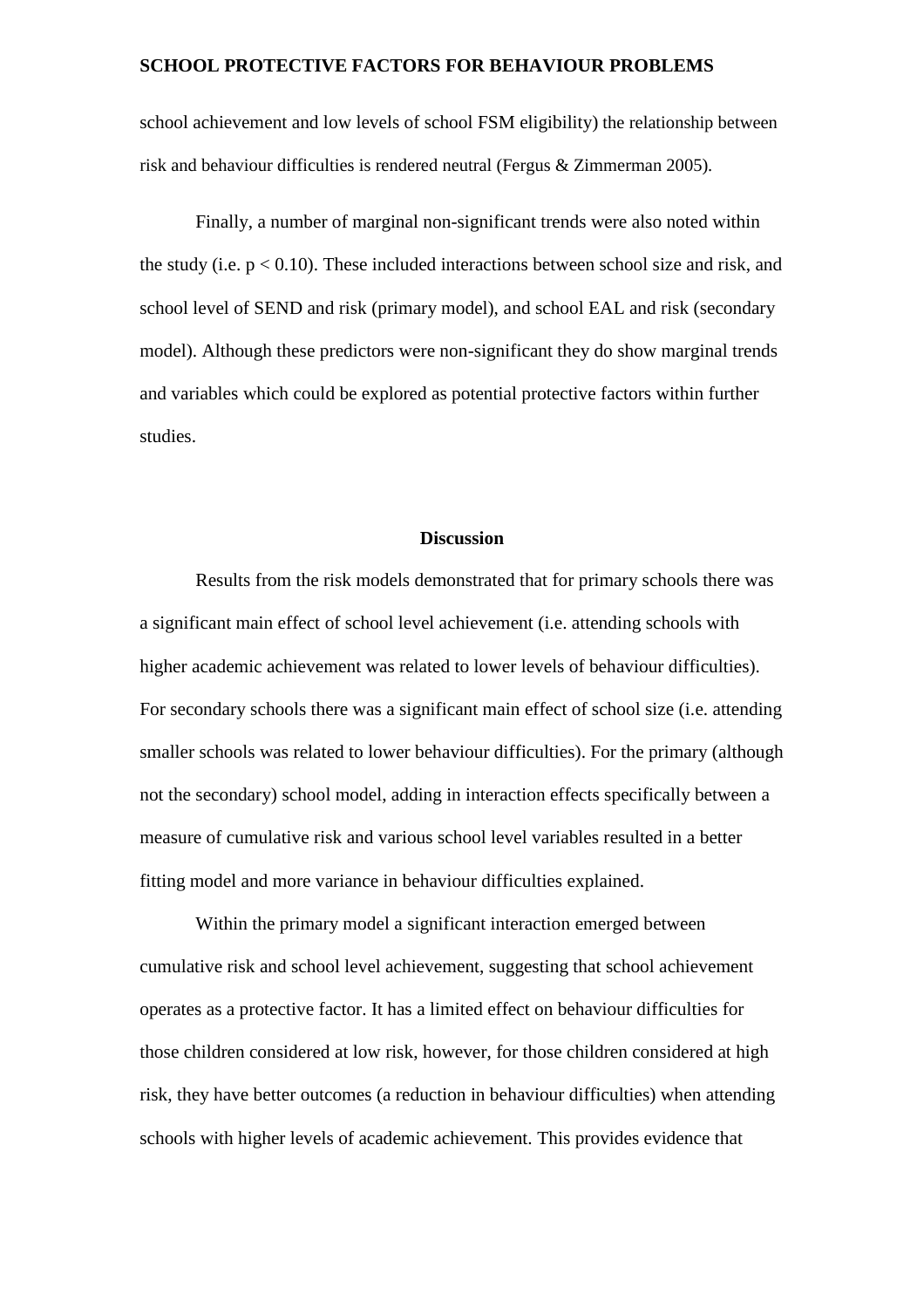school achievement and low levels of school FSM eligibility) the relationship between risk and behaviour difficulties is rendered neutral (Fergus & Zimmerman 2005).

Finally, a number of marginal non-significant trends were also noted within the study (i.e. $p < 0.10$). These included interactions between school size and risk, and school level of SEND and risk (primary model), and school EAL and risk (secondary model). Although these predictors were non-significant they do show marginal trends and variables which could be explored as potential protective factors within further studies.

## Discussion

Results from the risk models demonstrated that for primary schools there was a significant main effect of school level achievement (i.e. attending schools with higher academic achievement was related to lower levels of behaviour difficulties). For secondary schools there was a significant main effect of school size (i.e. attending smaller schools was related to lower behaviour difficulties). For the primary (although not the secondary) school model, adding in interaction effects specifically between a measure of cumulative risk and various school level variables resulted in a better fitting model and more variance in behaviour difficulties explained.

Within the primary model a significant interaction emerged between cumulative risk and school level achievement, suggesting that school achievement operates as a protective factor. It has a limited effect on behaviour difficulties for those children considered at low risk, however, for those children considered at high risk, they have better outcomes (a reduction in behaviour difficulties) when attending schools with higher levels of academic achievement. This provides evidence that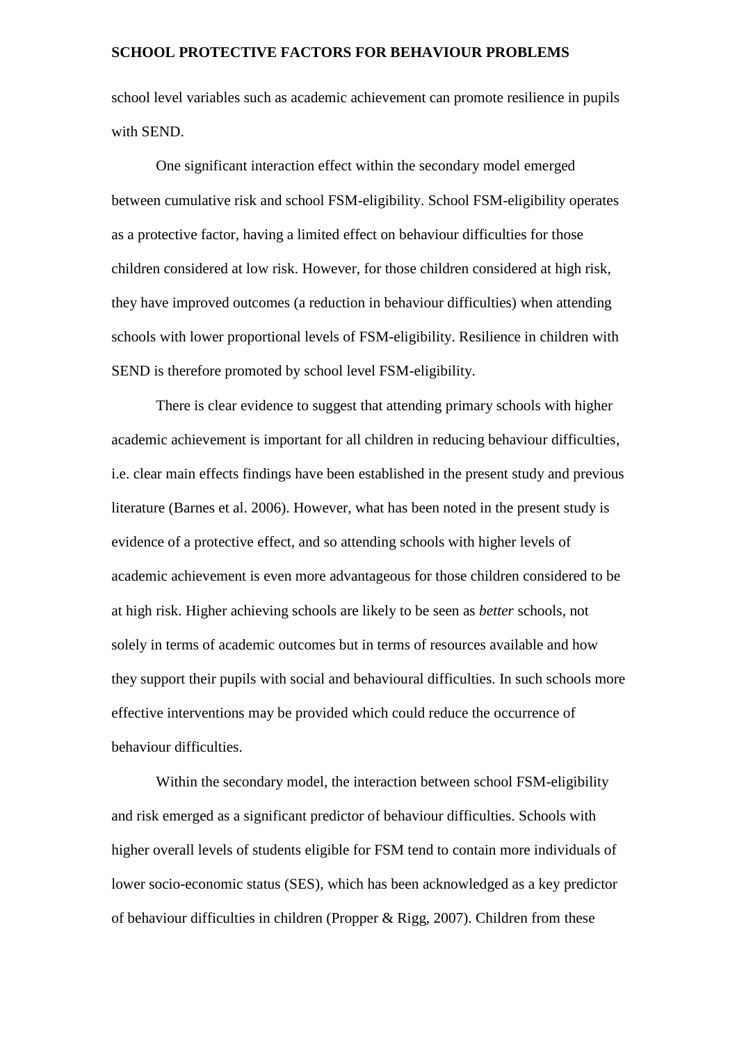school level variables such as academic achievement can promote resilience in pupils with SEND.

One significant interaction effect within the secondary model emerged between cumulative risk and school FSM-eligibility. School FSM-eligibility operates as a protective factor, having a limited effect on behaviour difficulties for those children considered at low risk. However, for those children considered at high risk, they have improved outcomes (a reduction in behaviour difficulties) when attending schools with lower proportional levels of FSM-eligibility. Resilience in children with SEND is therefore promoted by school level FSM-eligibility.

There is clear evidence to suggest that attending primary schools with higher academic achievement is important for all children in reducing behaviour difficulties, i.e. clear main effects findings have been established in the present study and previous literature (Barnes et al. 2006). However, what has been noted in the present study is evidence of a protective effect, and so attending schools with higher levels of academic achievement is even more advantageous for those children considered to be at high risk. Higher achieving schools are likely to be seen as *better* schools, not solely in terms of academic outcomes but in terms of resources available and how they support their pupils with social and behavioural difficulties. In such schools more effective interventions may be provided which could reduce the occurrence of behaviour difficulties.

Within the secondary model, the interaction between school FSM-eligibility and risk emerged as a significant predictor of behaviour difficulties. Schools with higher overall levels of students eligible for FSM tend to contain more individuals of lower socio-economic status (SES), which has been acknowledged as a key predictor of behaviour difficulties in children (Propper & Rigg, 2007). Children from these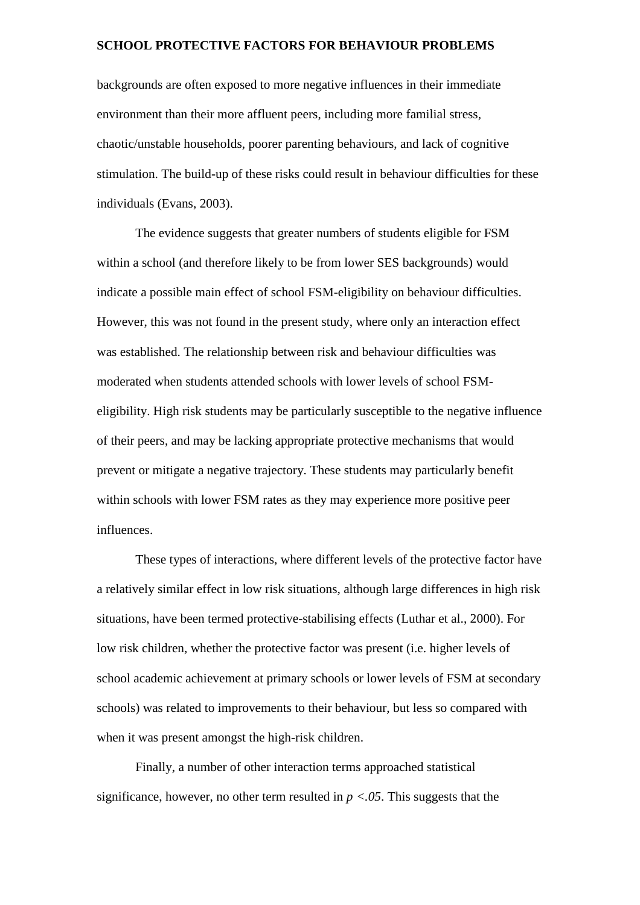backgrounds are often exposed to more negative influences in their immediate environment than their more affluent peers, including more familial stress, chaotic/unstable households, poorer parenting behaviours, and lack of cognitive stimulation. The build-up of these risks could result in behaviour difficulties for these individuals (Evans, 2003).

The evidence suggests that greater numbers of students eligible for FSM within a school (and therefore likely to be from lower SES backgrounds) would indicate a possible main effect of school FSM-eligibility on behaviour difficulties. However, this was not found in the present study, where only an interaction effect was established. The relationship between risk and behaviour difficulties was moderated when students attended schools with lower levels of school FSM-eligibility. High risk students may be particularly susceptible to the negative influence of their peers, and may be lacking appropriate protective mechanisms that would prevent or mitigate a negative trajectory. These students may particularly benefit within schools with lower FSM rates as they may experience more positive peer influences.

These types of interactions, where different levels of the protective factor have a relatively similar effect in low risk situations, although large differences in high risk situations, have been termed protective-stabilising effects (Luthar et al., 2000). For low risk children, whether the protective factor was present (i.e. higher levels of school academic achievement at primary schools or lower levels of FSM at secondary schools) was related to improvements to their behaviour, but less so compared with when it was present amongst the high-risk children.

Finally, a number of other interaction terms approached statistical significance, however, no other term resulted in $p < .05$. This suggests that the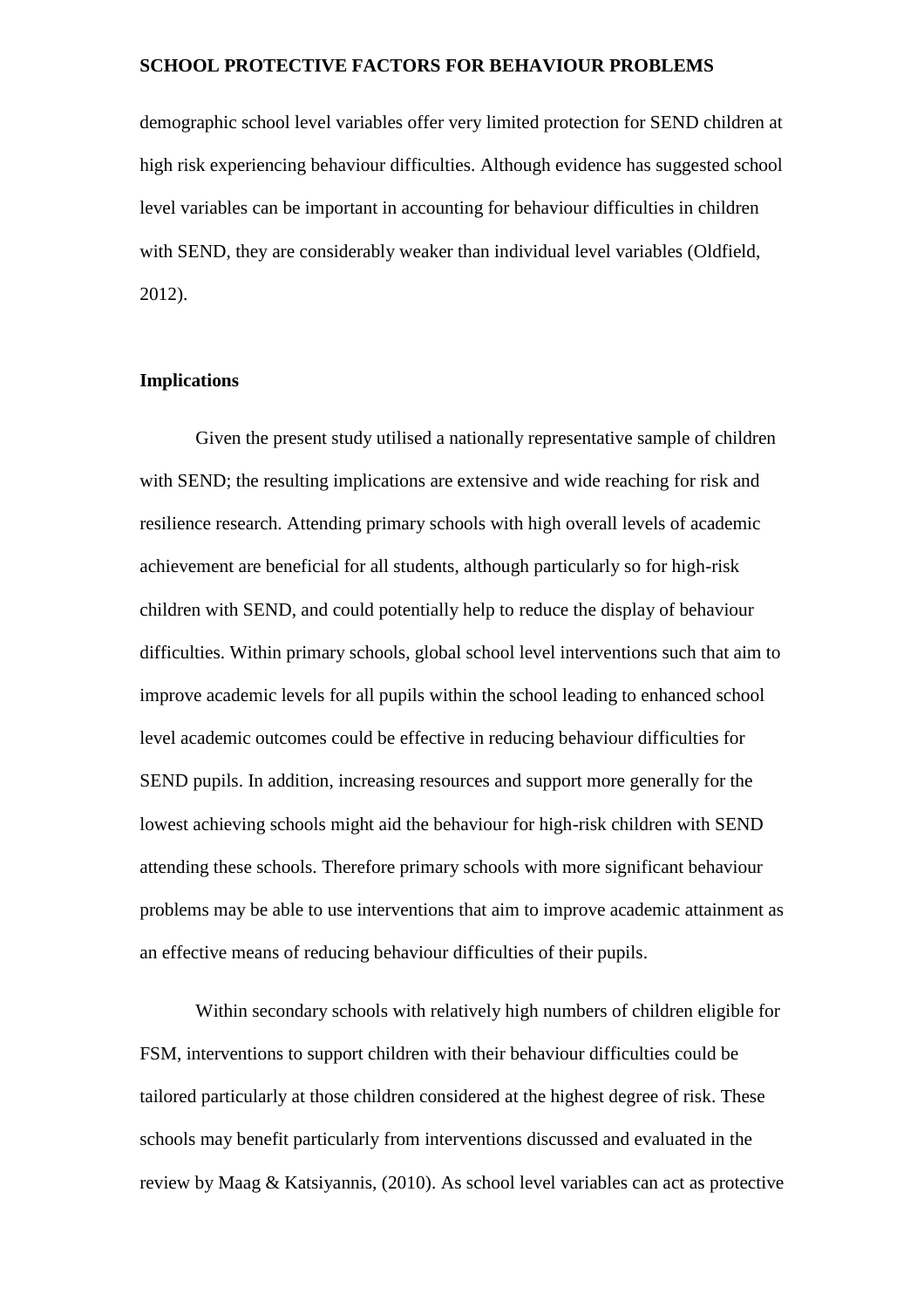demographic school level variables offer very limited protection for SEND children at high risk experiencing behaviour difficulties. Although evidence has suggested school level variables can be important in accounting for behaviour difficulties in children with SEND, they are considerably weaker than individual level variables (Oldfield, 2012).

## Implications

Given the present study utilised a nationally representative sample of children with SEND; the resulting implications are extensive and wide reaching for risk and resilience research. Attending primary schools with high overall levels of academic achievement are beneficial for all students, although particularly so for high-risk children with SEND, and could potentially help to reduce the display of behaviour difficulties. Within primary schools, global school level interventions such that aim to improve academic levels for all pupils within the school leading to enhanced school level academic outcomes could be effective in reducing behaviour difficulties for SEND pupils. In addition, increasing resources and support more generally for the lowest achieving schools might aid the behaviour for high-risk children with SEND attending these schools. Therefore primary schools with more significant behaviour problems may be able to use interventions that aim to improve academic attainment as an effective means of reducing behaviour difficulties of their pupils.

Within secondary schools with relatively high numbers of children eligible for FSM, interventions to support children with their behaviour difficulties could be tailored particularly at those children considered at the highest degree of risk. These schools may benefit particularly from interventions discussed and evaluated in the review by Maag & Katsiyannis, (2010). As school level variables can act as protective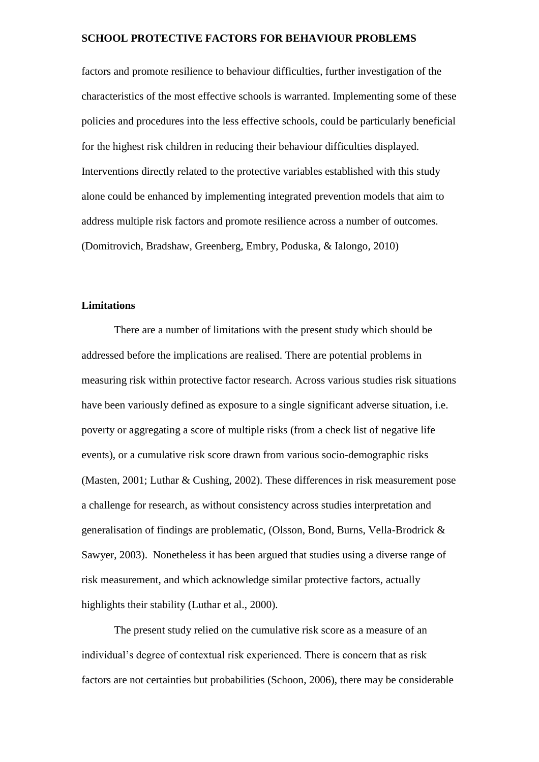factors and promote resilience to behaviour difficulties, further investigation of the characteristics of the most effective schools is warranted. Implementing some of these policies and procedures into the less effective schools, could be particularly beneficial for the highest risk children in reducing their behaviour difficulties displayed. Interventions directly related to the protective variables established with this study alone could be enhanced by implementing integrated prevention models that aim to address multiple risk factors and promote resilience across a number of outcomes. (Domitrovich, Bradshaw, Greenberg, Embry, Poduska, & Ialongo, 2010)

## Limitations

There are a number of limitations with the present study which should be addressed before the implications are realised. There are potential problems in measuring risk within protective factor research. Across various studies risk situations have been variously defined as exposure to a single significant adverse situation, i.e. poverty or aggregating a score of multiple risks (from a check list of negative life events), or a cumulative risk score drawn from various socio-demographic risks (Masten, 2001; Luthar & Cushing, 2002). These differences in risk measurement pose a challenge for research, as without consistency across studies interpretation and generalisation of findings are problematic, (Olsson, Bond, Burns, Vella-Brodrick & Sawyer, 2003). Nonetheless it has been argued that studies using a diverse range of risk measurement, and which acknowledge similar protective factors, actually highlights their stability (Luthar et al., 2000).

The present study relied on the cumulative risk score as a measure of an individual's degree of contextual risk experienced. There is concern that as risk factors are not certainties but probabilities (Schoon, 2006), there may be considerable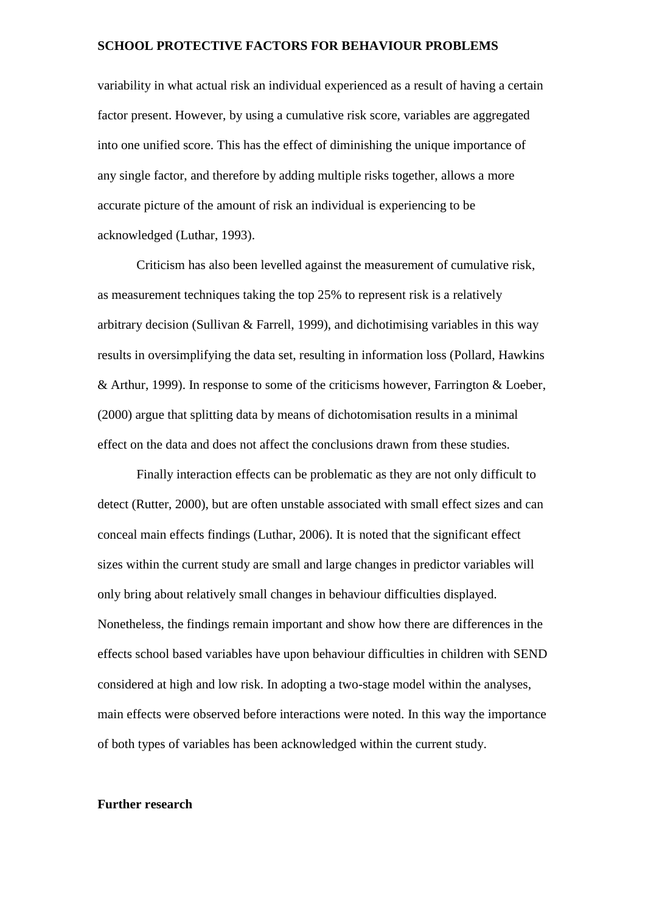variability in what actual risk an individual experienced as a result of having a certain factor present. However, by using a cumulative risk score, variables are aggregated into one unified score. This has the effect of diminishing the unique importance of any single factor, and therefore by adding multiple risks together, allows a more accurate picture of the amount of risk an individual is experiencing to be acknowledged (Luthar, 1993).

Criticism has also been levelled against the measurement of cumulative risk, as measurement techniques taking the top 25% to represent risk is a relatively arbitrary decision (Sullivan & Farrell, 1999), and dichotimising variables in this way results in oversimplifying the data set, resulting in information loss (Pollard, Hawkins & Arthur, 1999). In response to some of the criticisms however, Farrington & Loeber, (2000) argue that splitting data by means of dichotomisation results in a minimal effect on the data and does not affect the conclusions drawn from these studies.

Finally interaction effects can be problematic as they are not only difficult to detect (Rutter, 2000), but are often unstable associated with small effect sizes and can conceal main effects findings (Luthar, 2006). It is noted that the significant effect sizes within the current study are small and large changes in predictor variables will only bring about relatively small changes in behaviour difficulties displayed. Nonetheless, the findings remain important and show how there are differences in the effects school based variables have upon behaviour difficulties in children with SEND considered at high and low risk. In adopting a two-stage model within the analyses, main effects were observed before interactions were noted. In this way the importance of both types of variables has been acknowledged within the current study.

**Further research**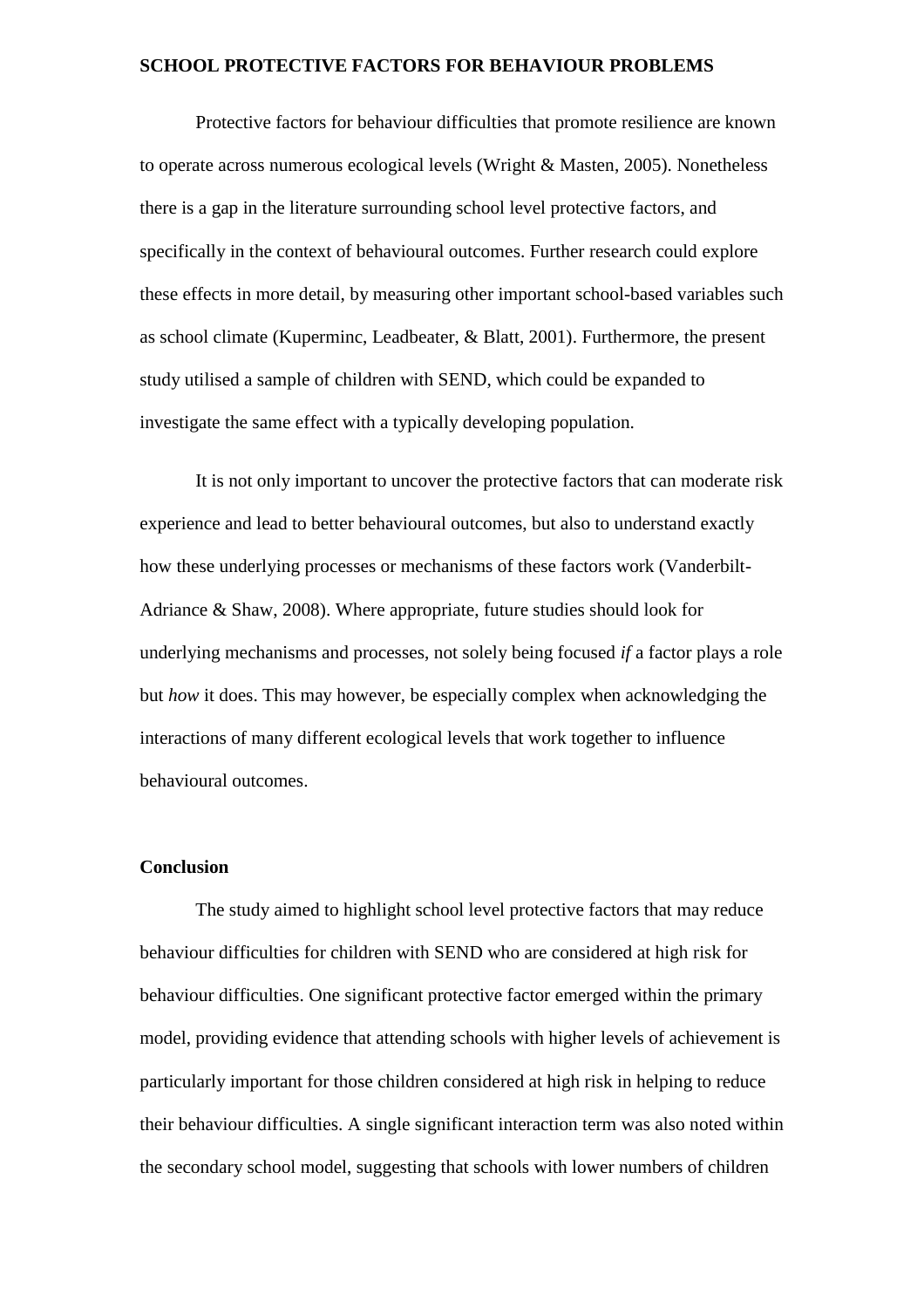Protective factors for behaviour difficulties that promote resilience are known to operate across numerous ecological levels (Wright & Masten, 2005). Nonetheless there is a gap in the literature surrounding school level protective factors, and specifically in the context of behavioural outcomes. Further research could explore these effects in more detail, by measuring other important school-based variables such as school climate (Kuperminc, Leadbeater, & Blatt, 2001). Furthermore, the present study utilised a sample of children with SEND, which could be expanded to investigate the same effect with a typically developing population.

It is not only important to uncover the protective factors that can moderate risk experience and lead to better behavioural outcomes, but also to understand exactly how these underlying processes or mechanisms of these factors work (Vanderbilt-Adriance & Shaw, 2008). Where appropriate, future studies should look for underlying mechanisms and processes, not solely being focused *if* a factor plays a role but *how* it does. This may however, be especially complex when acknowledging the interactions of many different ecological levels that work together to influence behavioural outcomes.

## Conclusion

The study aimed to highlight school level protective factors that may reduce behaviour difficulties for children with SEND who are considered at high risk for behaviour difficulties. One significant protective factor emerged within the primary model, providing evidence that attending schools with higher levels of achievement is particularly important for those children considered at high risk in helping to reduce their behaviour difficulties. A single significant interaction term was also noted within the secondary school model, suggesting that schools with lower numbers of children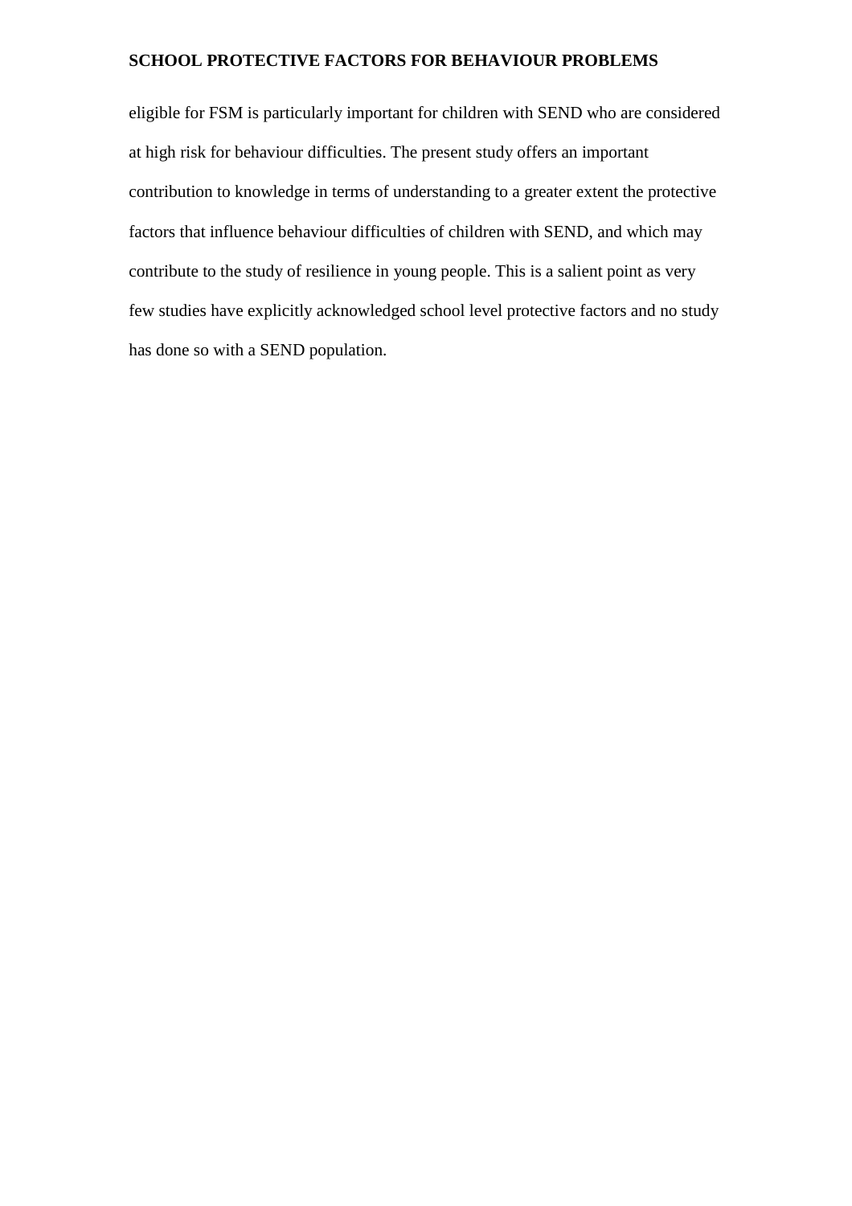eligible for FSM is particularly important for children with SEND who are considered at high risk for behaviour difficulties. The present study offers an important contribution to knowledge in terms of understanding to a greater extent the protective factors that influence behaviour difficulties of children with SEND, and which may contribute to the study of resilience in young people. This is a salient point as very few studies have explicitly acknowledged school level protective factors and no study has done so with a SEND population.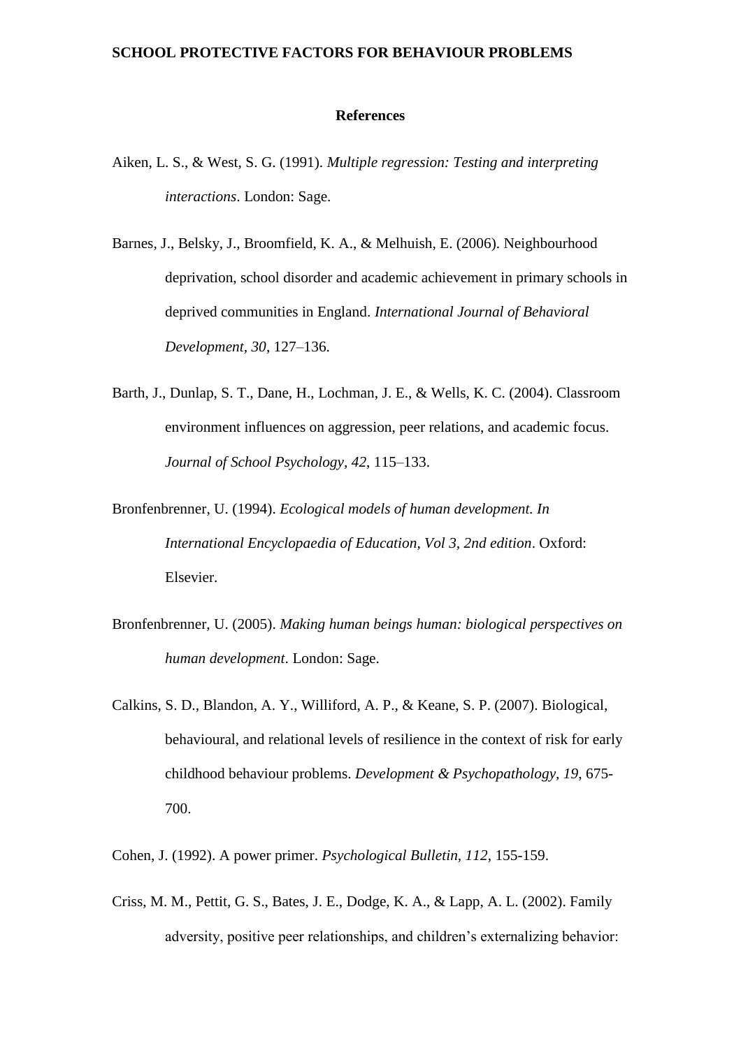## References

Aiken, L. S., & West, S. G. (1991). *Multiple regression: Testing and interpreting interactions*. London: Sage.

Barnes, J., Belsky, J., Broomfield, K. A., & Melhuish, E. (2006). Neighbourhood deprivation, school disorder and academic achievement in primary schools in deprived communities in England. *International Journal of Behavioral Development, 30*, 127–136.

Barth, J., Dunlap, S. T., Dane, H., Lochman, J. E., & Wells, K. C. (2004). Classroom environment influences on aggression, peer relations, and academic focus. *Journal of School Psychology, 42*, 115–133.

Bronfenbrenner, U. (1994). *Ecological models of human development. In International Encyclopaedia of Education, Vol 3, 2nd edition*. Oxford: Elsevier.

Bronfenbrenner, U. (2005). *Making human beings human: biological perspectives on human development*. London: Sage.

Calkins, S. D., Blandon, A. Y., Williford, A. P., & Keane, S. P. (2007). Biological, behavioural, and relational levels of resilience in the context of risk for early childhood behaviour problems. *Development & Psychopathology, 19*, 675-700.

Cohen, J. (1992). A power primer. *Psychological Bulletin, 112*, 155-159.

Criss, M. M., Pettit, G. S., Bates, J. E., Dodge, K. A., & Lapp, A. L. (2002). Family adversity, positive peer relationships, and children's externalizing behavior: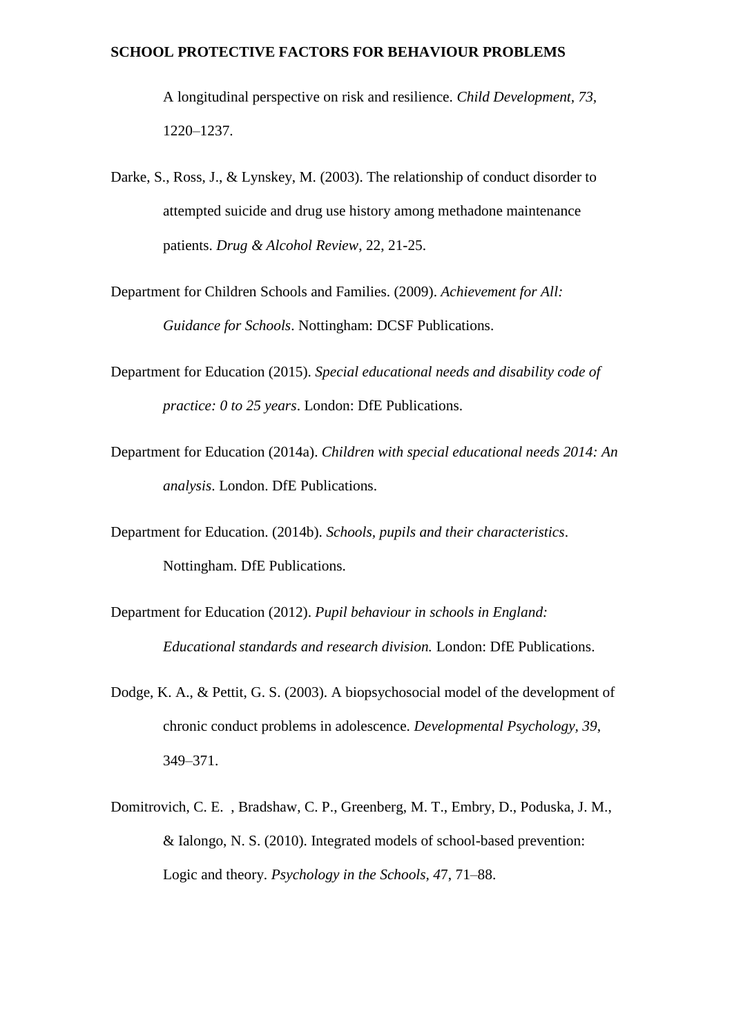A longitudinal perspective on risk and resilience. *Child Development, 73*, 1220–1237.

Darke, S., Ross, J., & Lynskey, M. (2003). The relationship of conduct disorder to attempted suicide and drug use history among methadone maintenance patients. *Drug & Alcohol Review*, 22, 21-25.

Department for Children Schools and Families. (2009). *Achievement for All: Guidance for Schools*. Nottingham: DCSF Publications.

Department for Education (2015). *Special educational needs and disability code of practice: 0 to 25 years*. London: DfE Publications.

Department for Education (2014a). *Children with special educational needs 2014: An analysis*. London. DfE Publications.

Department for Education. (2014b). *Schools, pupils and their characteristics*. Nottingham. DfE Publications.

Department for Education (2012). *Pupil behaviour in schools in England: Educational standards and research division.* London: DfE Publications.

Dodge, K. A., & Pettit, G. S. (2003). A biopsychosocial model of the development of chronic conduct problems in adolescence. *Developmental Psychology, 39*, 349–371.

Domitrovich, C. E. , Bradshaw, C. P., Greenberg, M. T., Embry, D., Poduska, J. M., & Ialongo, N. S. (2010). Integrated models of school-based prevention: Logic and theory. *Psychology in the Schools, 47*, 71–88.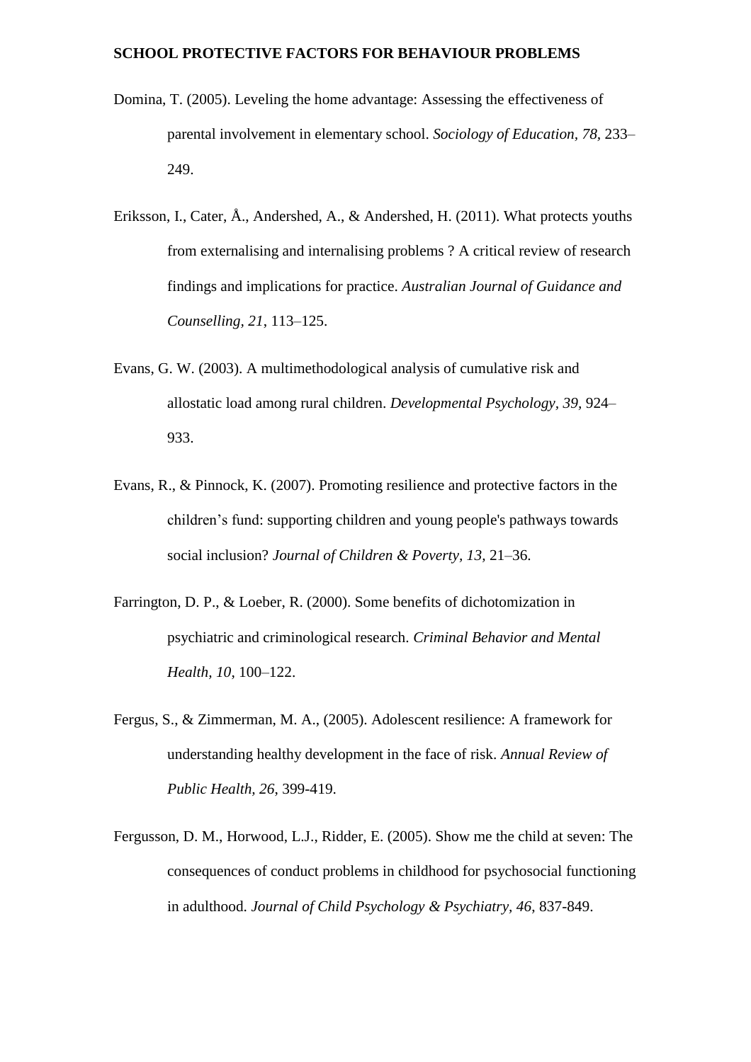Domina, T. (2005). Leveling the home advantage: Assessing the effectiveness of parental involvement in elementary school. *Sociology of Education, 78,* 233–249.

Eriksson, I., Cater, Å., Andershed, A., & Andershed, H. (2011). What protects youths from externalising and internalising problems ? A critical review of research findings and implications for practice. *Australian Journal of Guidance and Counselling, 21*, 113–125.

Evans, G. W. (2003). A multimethodological analysis of cumulative risk and allostatic load among rural children. *Developmental Psychology, 39*, 924–933.

Evans, R., & Pinnock, K. (2007). Promoting resilience and protective factors in the children's fund: supporting children and young people's pathways towards social inclusion? *Journal of Children & Poverty, 13*, 21–36.

Farrington, D. P., & Loeber, R. (2000). Some benefits of dichotomization in psychiatric and criminological research. *Criminal Behavior and Mental Health, 10*, 100–122.

Fergus, S., & Zimmerman, M. A., (2005). Adolescent resilience: A framework for understanding healthy development in the face of risk. *Annual Review of Public Health, 26*, 399-419.

Fergusson, D. M., Horwood, L.J., Ridder, E. (2005). Show me the child at seven: The consequences of conduct problems in childhood for psychosocial functioning in adulthood. *Journal of Child Psychology & Psychiatry, 46*, 837-849.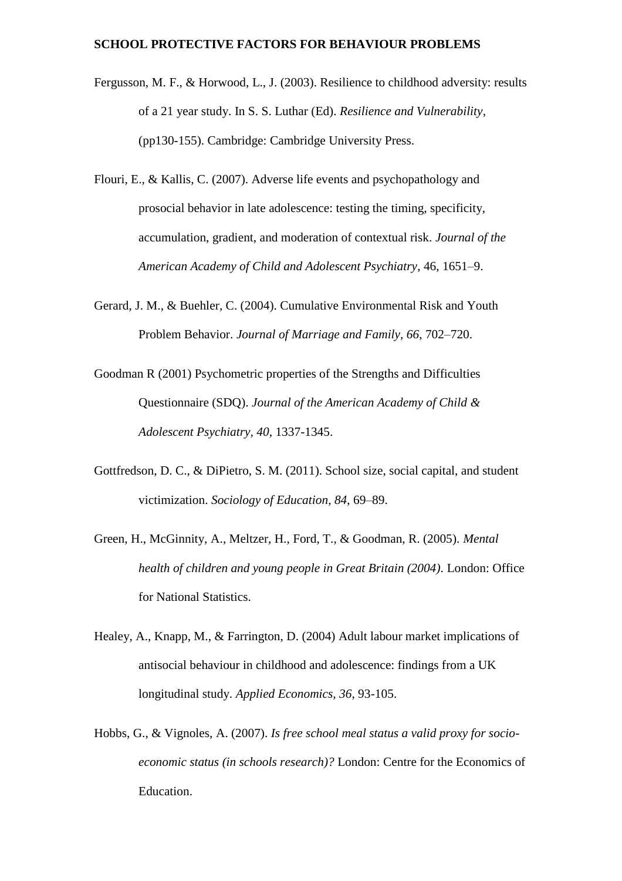Fergusson, M. F., & Horwood, L., J. (2003). Resilience to childhood adversity: results of a 21 year study. In S. S. Luthar (Ed). *Resilience and Vulnerability*, (pp130-155). Cambridge: Cambridge University Press.

Flouri, E., & Kallis, C. (2007). Adverse life events and psychopathology and prosocial behavior in late adolescence: testing the timing, specificity, accumulation, gradient, and moderation of contextual risk. *Journal of the American Academy of Child and Adolescent Psychiatry*, 46, 1651–9.

Gerard, J. M., & Buehler, C. (2004). Cumulative Environmental Risk and Youth Problem Behavior. *Journal of Marriage and Family, 66*, 702–720.

Goodman R (2001) Psychometric properties of the Strengths and Difficulties Questionnaire (SDQ). *Journal of the American Academy of Child & Adolescent Psychiatry, 40*, 1337-1345.

Gottfredson, D. C., & DiPietro, S. M. (2011). School size, social capital, and student victimization. *Sociology of Education, 84*, 69–89.

Green, H., McGinnity, A., Meltzer, H., Ford, T., & Goodman, R. (2005). *Mental health of children and young people in Great Britain (2004)*. London: Office for National Statistics.

Healey, A., Knapp, M., & Farrington, D. (2004) Adult labour market implications of antisocial behaviour in childhood and adolescence: findings from a UK longitudinal study. *Applied Economics, 36*, 93-105.

Hobbs, G., & Vignoles, A. (2007). *Is free school meal status a valid proxy for socio-economic status (in schools research)?* London: Centre for the Economics of Education.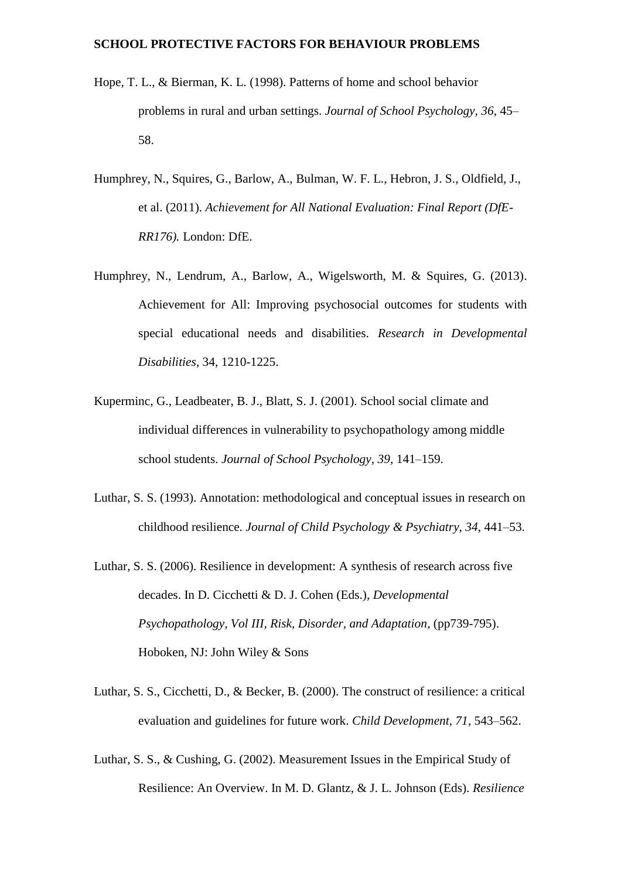Hope, T. L., & Bierman, K. L. (1998). Patterns of home and school behavior problems in rural and urban settings. *Journal of School Psychology*, *36*, 45–58.

Humphrey, N., Squires, G., Barlow, A., Bulman, W. F. L., Hebron, J. S., Oldfield, J., et al. (2011). *Achievement for All National Evaluation: Final Report (DfE-RR176).* London: DfE.

Humphrey, N., Lendrum, A., Barlow, A., Wigelsworth, M. & Squires, G. (2013). Achievement for All: Improving psychosocial outcomes for students with special educational needs and disabilities. *Research in Developmental Disabilities*, 34, 1210-1225.

Kuperminc, G., Leadbeater, B. J., Blatt, S. J. (2001). School social climate and individual differences in vulnerability to psychopathology among middle school students. *Journal of School Psychology*, *39*, 141–159.

Luthar, S. S. (1993). Annotation: methodological and conceptual issues in research on childhood resilience. *Journal of Child Psychology & Psychiatry*, *34*, 441–53.

Luthar, S. S. (2006). Resilience in development: A synthesis of research across five decades. In D. Cicchetti & D. J. Cohen (Eds.), *Developmental Psychopathology, Vol III, Risk, Disorder, and Adaptation*, (pp739-795). Hoboken, NJ: John Wiley & Sons

Luthar, S. S., Cicchetti, D., & Becker, B. (2000). The construct of resilience: a critical evaluation and guidelines for future work. *Child Development*, *71*, 543–562.

Luthar, S. S., & Cushing, G. (2002). Measurement Issues in the Empirical Study of Resilience: An Overview. In M. D. Glantz, & J. L. Johnson (Eds). *Resilience*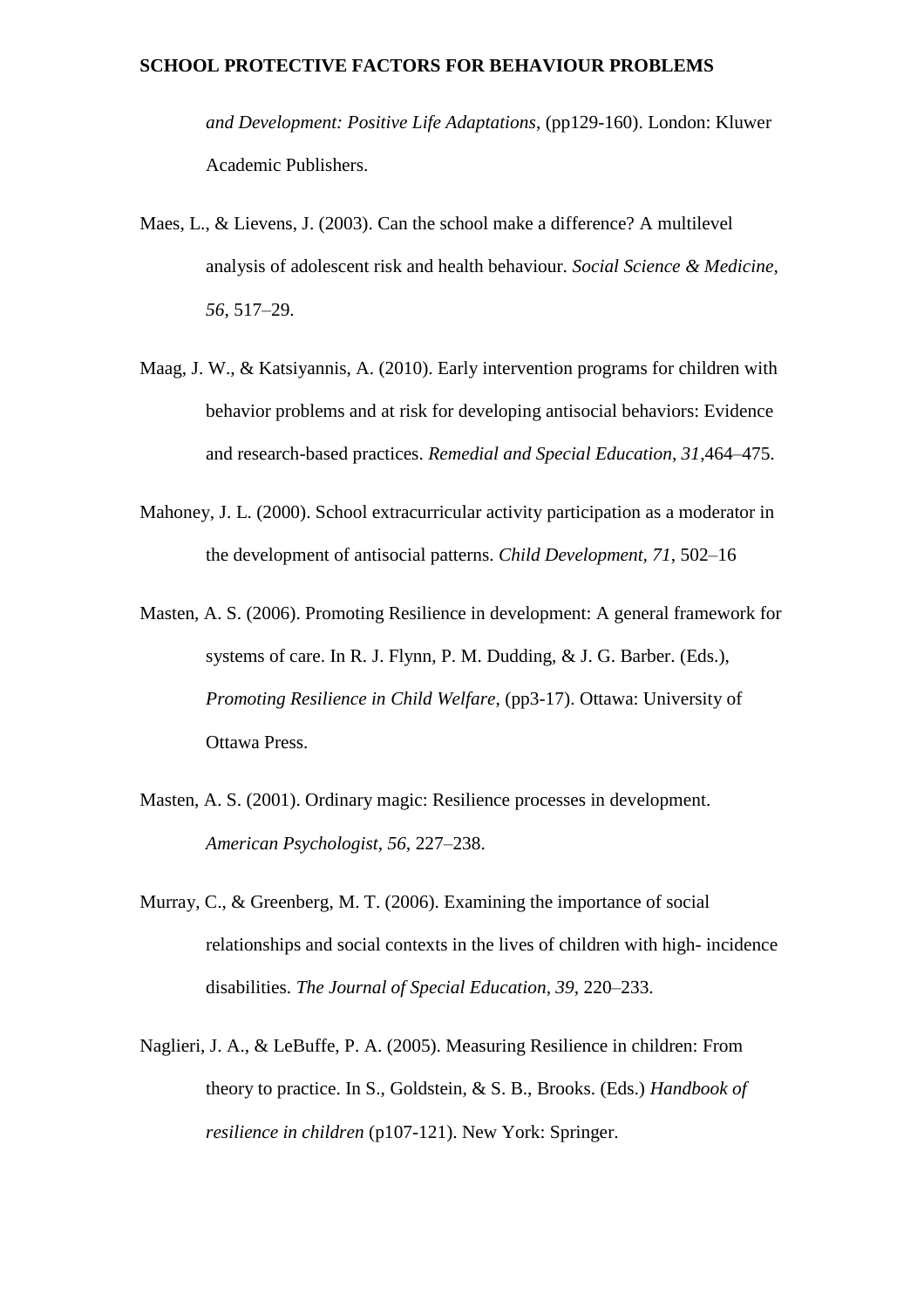*and Development: Positive Life Adaptations*, (pp129-160). London: Kluwer Academic Publishers.

Maes, L., & Lievens, J. (2003). Can the school make a difference? A multilevel analysis of adolescent risk and health behaviour. *Social Science & Medicine, 56*, 517–29.

Maag, J. W., & Katsiyannis, A. (2010). Early intervention programs for children with behavior problems and at risk for developing antisocial behaviors: Evidence and research-based practices. *Remedial and Special Education, 31*,464–475.

Mahoney, J. L. (2000). School extracurricular activity participation as a moderator in the development of antisocial patterns. *Child Development, 71*, 502–16

Masten, A. S. (2006). Promoting Resilience in development: A general framework for systems of care. In R. J. Flynn, P. M. Dudding, & J. G. Barber. (Eds.), *Promoting Resilience in Child Welfare*, (pp3-17). Ottawa: University of Ottawa Press.

Masten, A. S. (2001). Ordinary magic: Resilience processes in development. *American Psychologist, 56*, 227–238.

Murray, C., & Greenberg, M. T. (2006). Examining the importance of social relationships and social contexts in the lives of children with high- incidence disabilities. *The Journal of Special Education, 39*, 220–233.

Naglieri, J. A., & LeBuffe, P. A. (2005). Measuring Resilience in children: From theory to practice. In S., Goldstein, & S. B., Brooks. (Eds.) *Handbook of resilience in children* (p107-121). New York: Springer.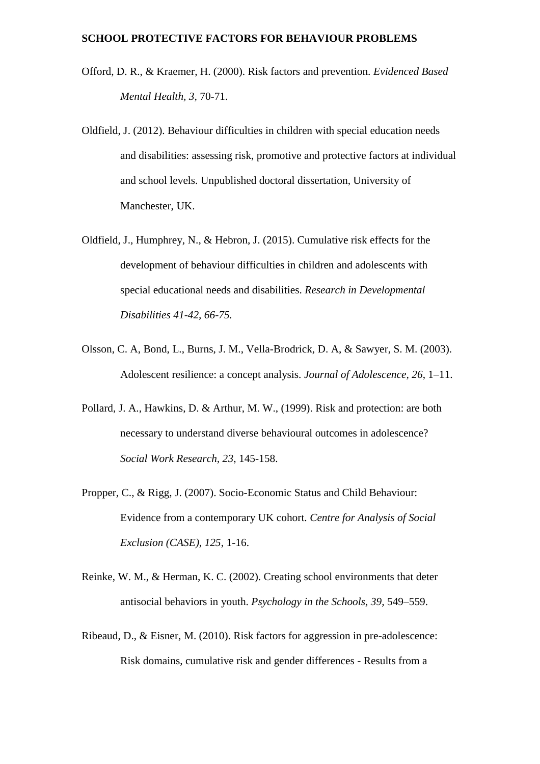Offord, D. R., & Kraemer, H. (2000). Risk factors and prevention. *Evidenced Based Mental Health, 3,* 70-71.

Oldfield, J. (2012). Behaviour difficulties in children with special education needs and disabilities: assessing risk, promotive and protective factors at individual and school levels. Unpublished doctoral dissertation, University of Manchester, UK.

Oldfield, J., Humphrey, N., & Hebron, J. (2015). Cumulative risk effects for the development of behaviour difficulties in children and adolescents with special educational needs and disabilities. *Research in Developmental Disabilities 41-42, 66-75.*

Olsson, C. A, Bond, L., Burns, J. M., Vella-Brodrick, D. A, & Sawyer, S. M. (2003). Adolescent resilience: a concept analysis. *Journal of Adolescence, 26*, 1–11.

Pollard, J. A., Hawkins, D. & Arthur, M. W., (1999). Risk and protection: are both necessary to understand diverse behavioural outcomes in adolescence? *Social Work Research, 23*, 145-158.

Propper, C., & Rigg, J. (2007). Socio-Economic Status and Child Behaviour: Evidence from a contemporary UK cohort. *Centre for Analysis of Social Exclusion (CASE)*, *125*, 1-16.

Reinke, W. M., & Herman, K. C. (2002). Creating school environments that deter antisocial behaviors in youth. *Psychology in the Schools, 39,* 549–559.

Ribeaud, D., & Eisner, M. (2010). Risk factors for aggression in pre-adolescence: Risk domains, cumulative risk and gender differences - Results from a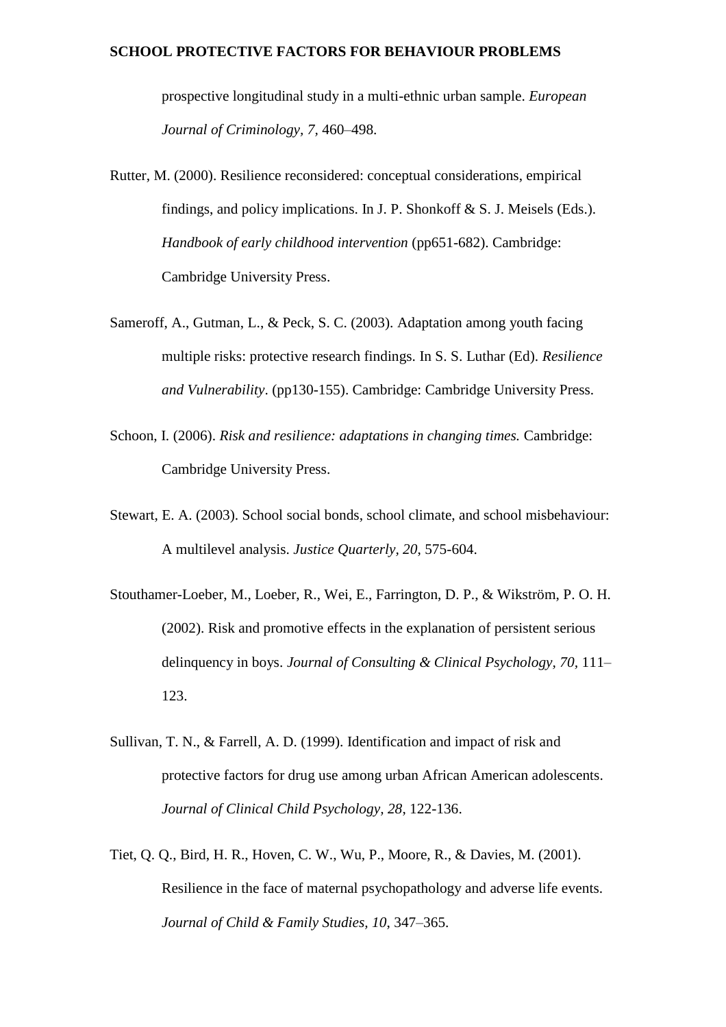prospective longitudinal study in a multi-ethnic urban sample. *European Journal of Criminology, 7*, 460–498.

Rutter, M. (2000). Resilience reconsidered: conceptual considerations, empirical findings, and policy implications. In J. P. Shonkoff & S. J. Meisels (Eds.). *Handbook of early childhood intervention* (pp651-682). Cambridge: Cambridge University Press.

Sameroff, A., Gutman, L., & Peck, S. C. (2003). Adaptation among youth facing multiple risks: protective research findings. In S. S. Luthar (Ed). *Resilience and Vulnerability*. (pp130-155). Cambridge: Cambridge University Press.

Schoon, I. (2006). *Risk and resilience: adaptations in changing times.* Cambridge: Cambridge University Press.

Stewart, E. A. (2003). School social bonds, school climate, and school misbehaviour: A multilevel analysis. *Justice Quarterly, 20*, 575-604.

Stouthamer-Loeber, M., Loeber, R., Wei, E., Farrington, D. P., & Wikström, P. O. H. (2002). Risk and promotive effects in the explanation of persistent serious delinquency in boys. *Journal of Consulting & Clinical Psychology, 70*, 111–123.

Sullivan, T. N., & Farrell, A. D. (1999). Identification and impact of risk and protective factors for drug use among urban African American adolescents. *Journal of Clinical Child Psychology*, *28*, 122-136.

Tiet, Q. Q., Bird, H. R., Hoven, C. W., Wu, P., Moore, R., & Davies, M. (2001). Resilience in the face of maternal psychopathology and adverse life events. *Journal of Child & Family Studies*, *10*, 347–365.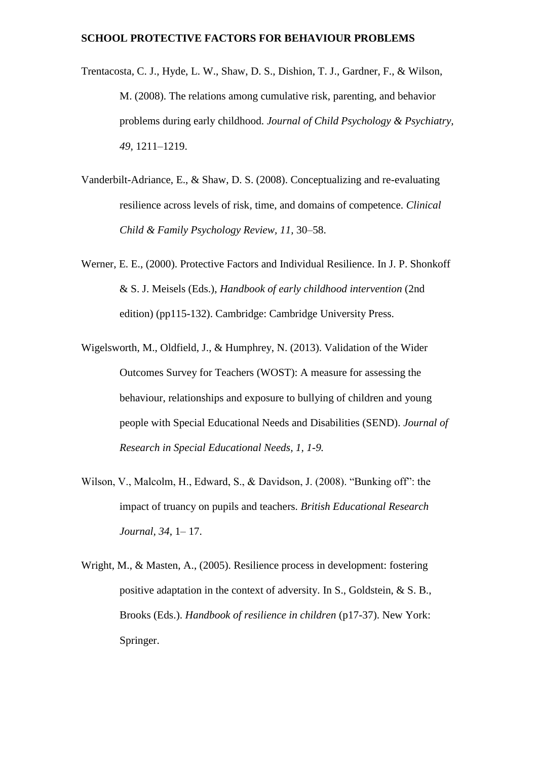Trentacosta, C. J., Hyde, L. W., Shaw, D. S., Dishion, T. J., Gardner, F., & Wilson, M. (2008). The relations among cumulative risk, parenting, and behavior problems during early childhood. *Journal of Child Psychology & Psychiatry, 49,* 1211–1219.

Vanderbilt-Adriance, E., & Shaw, D. S. (2008). Conceptualizing and re-evaluating resilience across levels of risk, time, and domains of competence. *Clinical Child & Family Psychology Review, 11,* 30–58.

Werner, E. E., (2000). Protective Factors and Individual Resilience. In J. P. Shonkoff & S. J. Meisels (Eds.), *Handbook of early childhood intervention* (2nd edition) (pp115-132). Cambridge: Cambridge University Press.

Wigelsworth, M., Oldfield, J., & Humphrey, N. (2013). Validation of the Wider Outcomes Survey for Teachers (WOST): A measure for assessing the behaviour, relationships and exposure to bullying of children and young people with Special Educational Needs and Disabilities (SEND). *Journal of Research in Special Educational Needs, 1, 1-9.*

Wilson, V., Malcolm, H., Edward, S., & Davidson, J. (2008). "Bunking off": the impact of truancy on pupils and teachers. *British Educational Research Journal, 34,* 1– 17.

Wright, M., & Masten, A., (2005). Resilience process in development: fostering positive adaptation in the context of adversity. In S., Goldstein, & S. B., Brooks (Eds.). *Handbook of resilience in children* (p17-37). New York: Springer.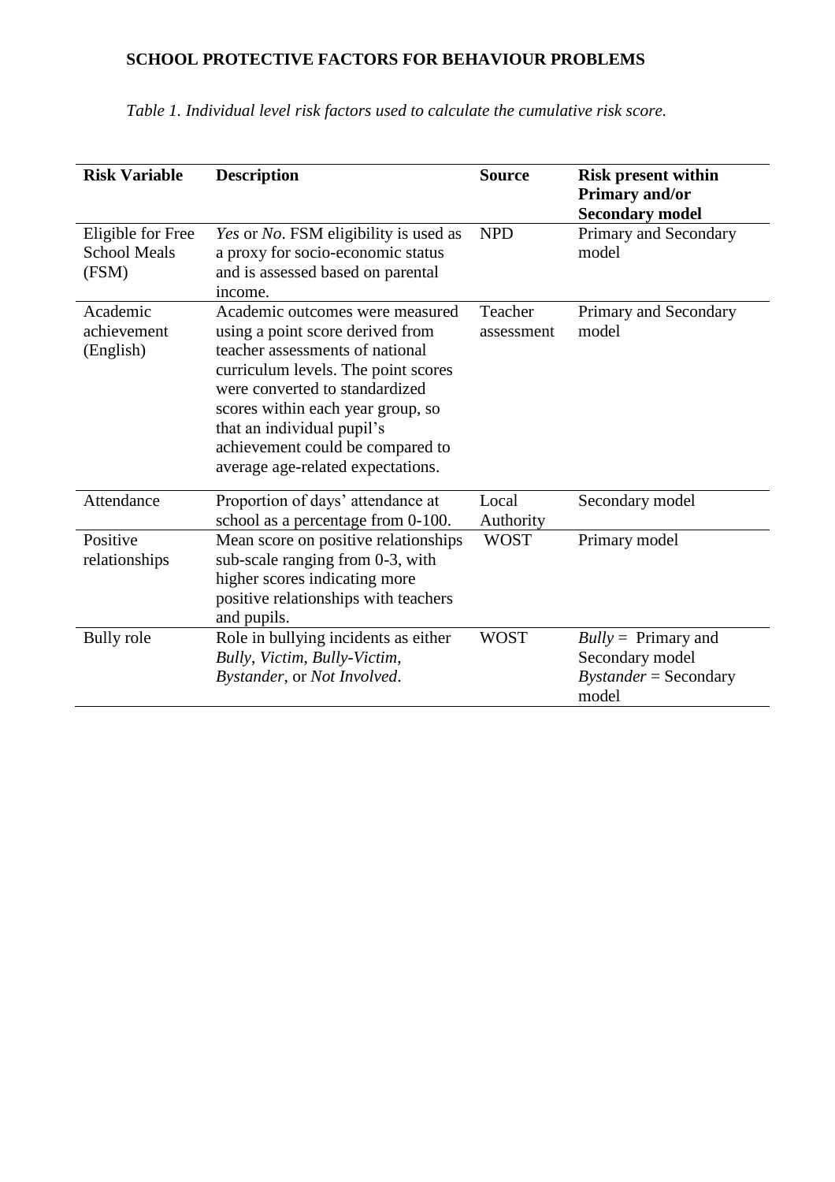*Table 1. Individual level risk factors used to calculate the cumulative risk score.*

| **Risk Variable** | **Description** | **Source** | **Risk present within Primary and/or Secondary model** |
|---|---|---|---|
| Eligible for Free School Meals (FSM) | *Yes* or *No*. FSM eligibility is used as a proxy for socio-economic status and is assessed based on parental income. | NPD | Primary and Secondary model |
| Academic achievement (English) | Academic outcomes were measured using a point score derived from teacher assessments of national curriculum levels. The point scores were converted to standardized scores within each year group, so that an individual pupil's achievement could be compared to average age-related expectations. | Teacher assessment | Primary and Secondary model |
| Attendance | Proportion of days' attendance at school as a percentage from 0-100. | Local Authority | Secondary model |
| Positive relationships | Mean score on positive relationships sub-scale ranging from 0-3, with higher scores indicating more positive relationships with teachers and pupils. | WOST | Primary model |
| Bully role | Role in bullying incidents as either *Bully*, *Victim*, *Bully-Victim*, *Bystander*, or *Not Involved*. | WOST | *Bully* = Primary and Secondary model *Bystander* = Secondary model |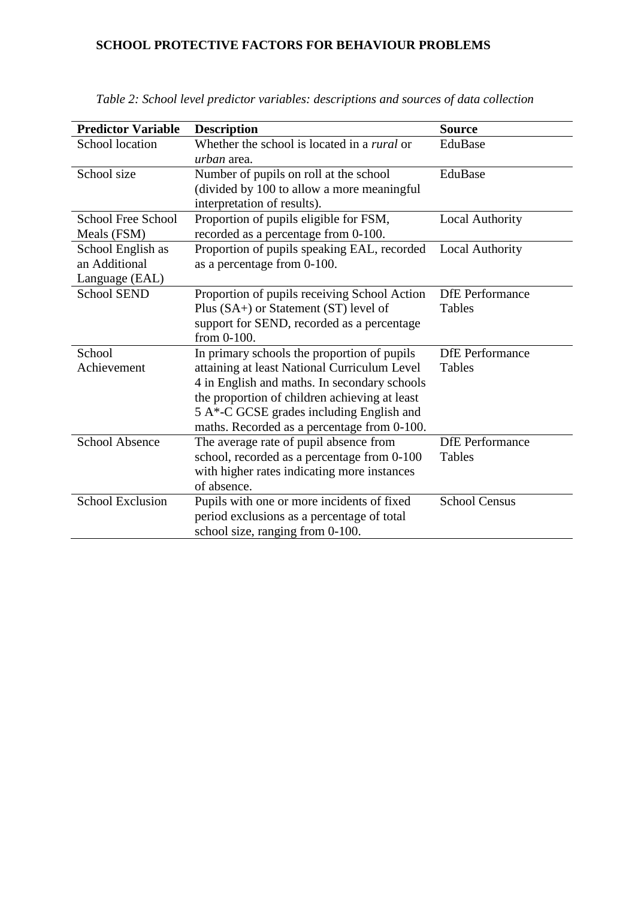*Table 2: School level predictor variables: descriptions and sources of data collection*

| Predictor Variable | Description | Source |
|---|---|---|
| School location | Whether the school is located in a *rural* or *urban* area. | EduBase |
| School size | Number of pupils on roll at the school (divided by 100 to allow a more meaningful interpretation of results). | EduBase |
| School Free School Meals (FSM) | Proportion of pupils eligible for FSM, recorded as a percentage from 0-100. | Local Authority |
| School English as an Additional Language (EAL) | Proportion of pupils speaking EAL, recorded as a percentage from 0-100. | Local Authority |
| School SEND | Proportion of pupils receiving School Action Plus (SA+) or Statement (ST) level of support for SEND, recorded as a percentage from 0-100. | DfE Performance Tables |
| School Achievement | In primary schools the proportion of pupils attaining at least National Curriculum Level 4 in English and maths. In secondary schools the proportion of children achieving at least 5 A*-C GCSE grades including English and maths. Recorded as a percentage from 0-100. | DfE Performance Tables |
| School Absence | The average rate of pupil absence from school, recorded as a percentage from 0-100 with higher rates indicating more instances of absence. | DfE Performance Tables |
| School Exclusion | Pupils with one or more incidents of fixed period exclusions as a percentage of total school size, ranging from 0-100. | School Census |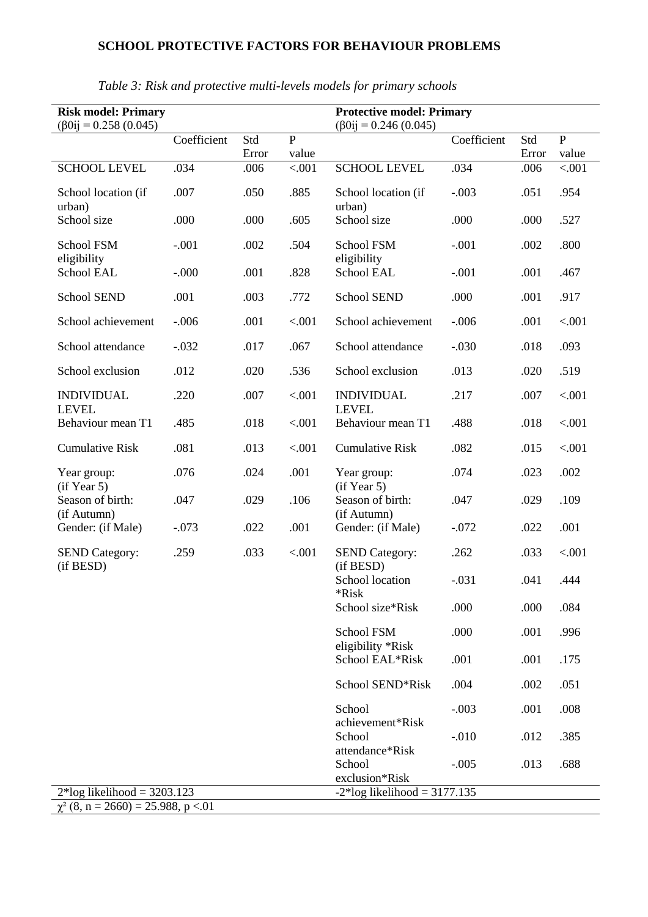*Table 3: Risk and protective multi-levels models for primary schools*

| **Risk model: Primary** ($\beta 0ij$ = 0.258 (0.045) | | | | **Protective model: Primary** ($\beta 0ij$ = 0.246 (0.045) | | | |
|---|---|---|---|---|---|---|---|
| | Coefficient | Std Error | P value | | Coefficient | Std Error | P value |
| SCHOOL LEVEL | .034 | .006 | <.001 | SCHOOL LEVEL | .034 | .006 | <.001 |
| School location (if urban) | .007 | .050 | .885 | School location (if urban) | -.003 | .051 | .954 |
| School size | .000 | .000 | .605 | School size | .000 | .000 | .527 |
| School FSM eligibility | -.001 | .002 | .504 | School FSM eligibility | -.001 | .002 | .800 |
| School EAL | -.000 | .001 | .828 | School EAL | -.001 | .001 | .467 |
| School SEND | .001 | .003 | .772 | School SEND | .000 | .001 | .917 |
| School achievement | -.006 | .001 | <.001 | School achievement | -.006 | .001 | <.001 |
| School attendance | -.032 | .017 | .067 | School attendance | -.030 | .018 | .093 |
| School exclusion | .012 | .020 | .536 | School exclusion | .013 | .020 | .519 |
| INDIVIDUAL LEVEL | .220 | .007 | <.001 | INDIVIDUAL LEVEL | .217 | .007 | <.001 |
| Behaviour mean T1 | .485 | .018 | <.001 | Behaviour mean T1 | .488 | .018 | <.001 |
| Cumulative Risk | .081 | .013 | <.001 | Cumulative Risk | .082 | .015 | <.001 |
| Year group: (if Year 5) | .076 | .024 | .001 | Year group: (if Year 5) | .074 | .023 | .002 |
| Season of birth: (if Autumn) | .047 | .029 | .106 | Season of birth: (if Autumn) | .047 | .029 | .109 |
| Gender: (if Male) | -.073 | .022 | .001 | Gender: (if Male) | -.072 | .022 | .001 |
| SEND Category: (if BESD) | .259 | .033 | <.001 | SEND Category: (if BESD) | .262 | .033 | <.001 |
| | | | | School location *Risk | -.031 | .041 | .444 |
| | | | | School size*Risk | .000 | .000 | .084 |
| | | | | School FSM eligibility *Risk | .000 | .001 | .996 |
| | | | | School EAL*Risk | .001 | .001 | .175 |
| | | | | School SEND*Risk | .004 | .002 | .051 |
| | | | | School achievement*Risk | -.003 | .001 | .008 |
| | | | | School attendance*Risk | -.010 | .012 | .385 |
| | | | | School exclusion*Risk | -.005 | .013 | .688 |
| 2*log likelihood = 3203.123 | | | | -2*log likelihood = 3177.135 | | | |
| $\chi^2$ (8, n = 2660) = 25.988, p <.01 | | | | | | | |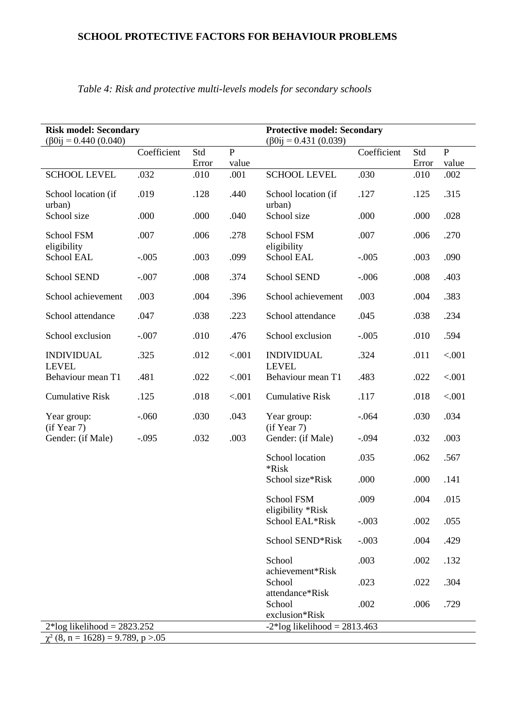*Table 4: Risk and protective multi-levels models for secondary schools*

| **Risk model: Secondary** ($\beta 0ij$ = 0.440 (0.040)) | | | | **Protective model: Secondary** ($\beta 0ij$ = 0.431 (0.039)) | | | |
|---|---|---|---|---|---|---|---|
| | Coefficient | Std Error | P value | | Coefficient | Std Error | P value |
| SCHOOL LEVEL | .032 | .010 | .001 | SCHOOL LEVEL | .030 | .010 | .002 |
| School location (if urban) | .019 | .128 | .440 | School location (if urban) | .127 | .125 | .315 |
| School size | .000 | .000 | .040 | School size | .000 | .000 | .028 |
| School FSM eligibility | .007 | .006 | .278 | School FSM eligibility | .007 | .006 | .270 |
| School EAL | -.005 | .003 | .099 | School EAL | -.005 | .003 | .090 |
| School SEND | -.007 | .008 | .374 | School SEND | -.006 | .008 | .403 |
| School achievement | .003 | .004 | .396 | School achievement | .003 | .004 | .383 |
| School attendance | .047 | .038 | .223 | School attendance | .045 | .038 | .234 |
| School exclusion | -.007 | .010 | .476 | School exclusion | -.005 | .010 | .594 |
| INDIVIDUAL LEVEL | .325 | .012 | <.001 | INDIVIDUAL LEVEL | .324 | .011 | <.001 |
| Behaviour mean T1 | .481 | .022 | <.001 | Behaviour mean T1 | .483 | .022 | <.001 |
| Cumulative Risk | .125 | .018 | <.001 | Cumulative Risk | .117 | .018 | <.001 |
| Year group: (if Year 7) | -.060 | .030 | .043 | Year group: (if Year 7) | -.064 | .030 | .034 |
| Gender: (if Male) | -.095 | .032 | .003 | Gender: (if Male) | -.094 | .032 | .003 |
| | | | | School location *Risk | .035 | .062 | .567 |
| | | | | School size*Risk | .000 | .000 | .141 |
| | | | | School FSM eligibility *Risk | .009 | .004 | .015 |
| | | | | School EAL*Risk | -.003 | .002 | .055 |
| | | | | School SEND*Risk | -.003 | .004 | .429 |
| | | | | School achievement*Risk | .003 | .002 | .132 |
| | | | | School attendance*Risk | .023 | .022 | .304 |
| | | | | School exclusion*Risk | .002 | .006 | .729 |
| 2*log likelihood = 2823.252 | | | | -2*log likelihood = 2813.463 | | | |
| $\chi^2$ (8, n = 1628) = 9.789, p >.05 | | | | | | | |